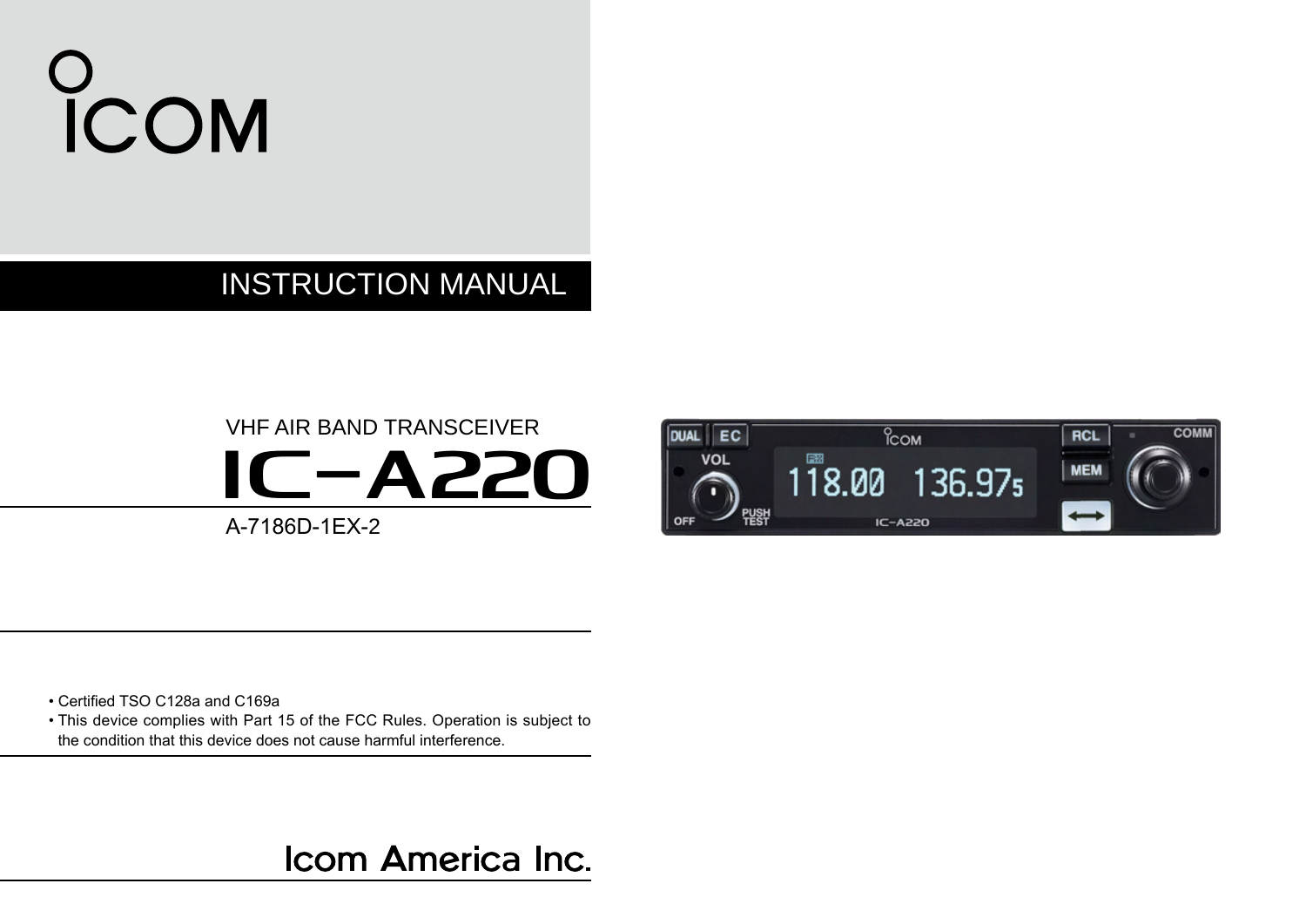ICOM

# INSTRUCTION MANUAL

VHF AIR BAND TRANSCEIVER

# IC-A220

A-7186D-1EX-2

- Certified TSO C128a and C169a
- This device complies with Part 15 of the FCC Rules. Operation is subject to the condition that this device does not cause harmful interference.

Icom America Inc.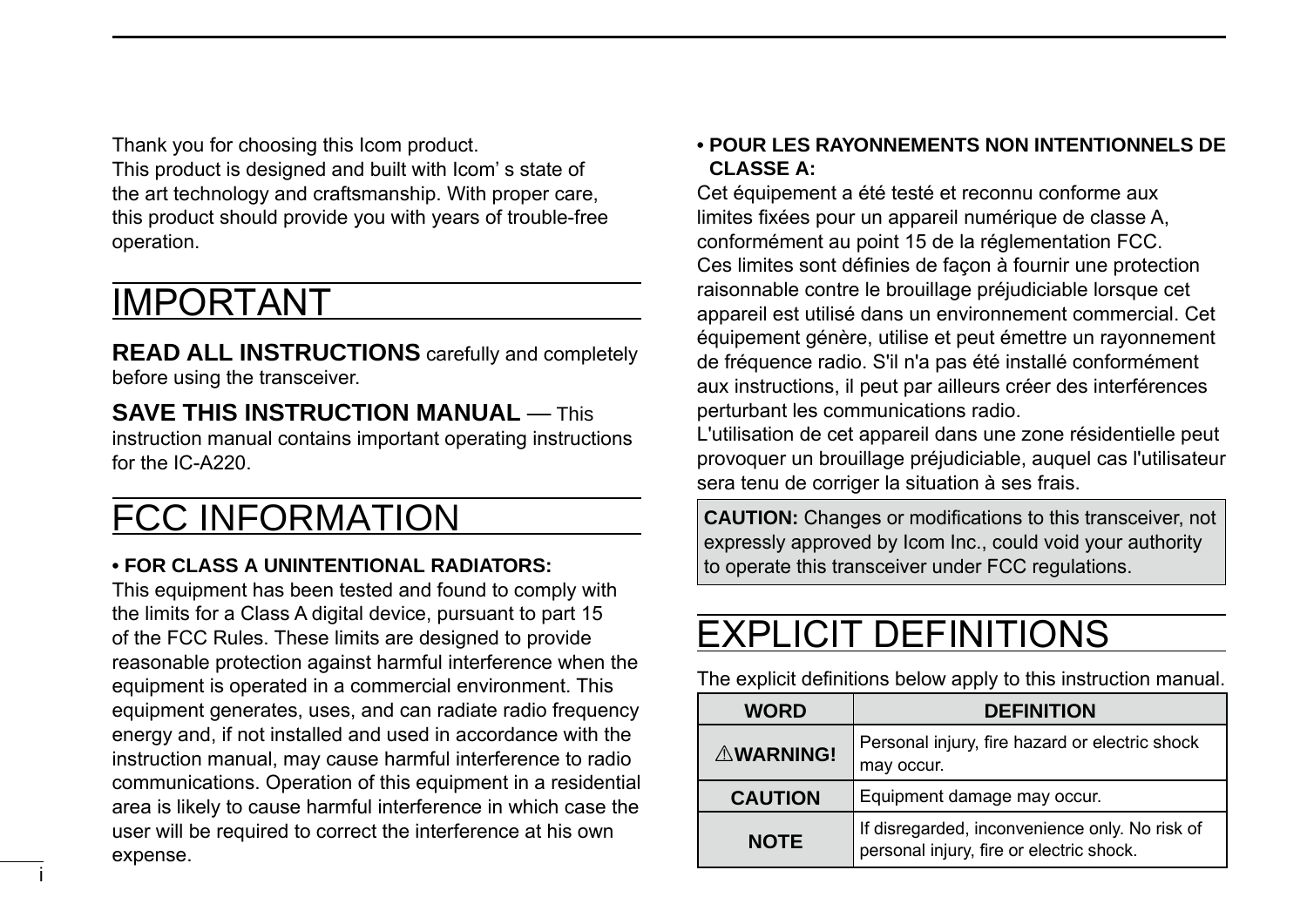Thank you for choosing this Icom product.
This product is designed and built with Icom' s state of the art technology and craftsmanship. With proper care, this product should provide you with years of trouble-free operation.

# IMPORTANT

**READ ALL INSTRUCTIONS** carefully and completely before using the transceiver.

**SAVE THIS INSTRUCTION MANUAL** — This instruction manual contains important operating instructions for the IC-A220.

# FCC INFORMATION

**• FOR CLASS A UNINTENTIONAL RADIATORS:**

This equipment has been tested and found to comply with the limits for a Class A digital device, pursuant to part 15 of the FCC Rules. These limits are designed to provide reasonable protection against harmful interference when the equipment is operated in a commercial environment. This equipment generates, uses, and can radiate radio frequency energy and, if not installed and used in accordance with the instruction manual, may cause harmful interference to radio communications. Operation of this equipment in a residential area is likely to cause harmful interference in which case the user will be required to correct the interference at his own expense.

**• POUR LES RAYONNEMENTS NON INTENTIONNELS DE CLASSE A:**

Cet équipement a été testé et reconnu conforme aux limites fixées pour un appareil numérique de classe A, conformément au point 15 de la réglementation FCC. Ces limites sont définies de façon à fournir une protection raisonnable contre le brouillage préjudiciable lorsque cet appareil est utilisé dans un environnement commercial. Cet équipement génère, utilise et peut émettre un rayonnement de fréquence radio. S'il n'a pas été installé conformément aux instructions, il peut par ailleurs créer des interférences perturbant les communications radio.
L'utilisation de cet appareil dans une zone résidentielle peut provoquer un brouillage préjudiciable, auquel cas l'utilisateur sera tenu de corriger la situation à ses frais.

**CAUTION:** Changes or modifications to this transceiver, not expressly approved by Icom Inc., could void your authority to operate this transceiver under FCC regulations.

# EXPLICIT DEFINITIONS

The explicit definitions below apply to this instruction manual.

| WORD | DEFINITION |
|---|---|
| ⚠WARNING! | Personal injury, fire hazard or electric shock may occur. |
| CAUTION | Equipment damage may occur. |
| NOTE | If disregarded, inconvenience only. No risk of personal injury, fire or electric shock. |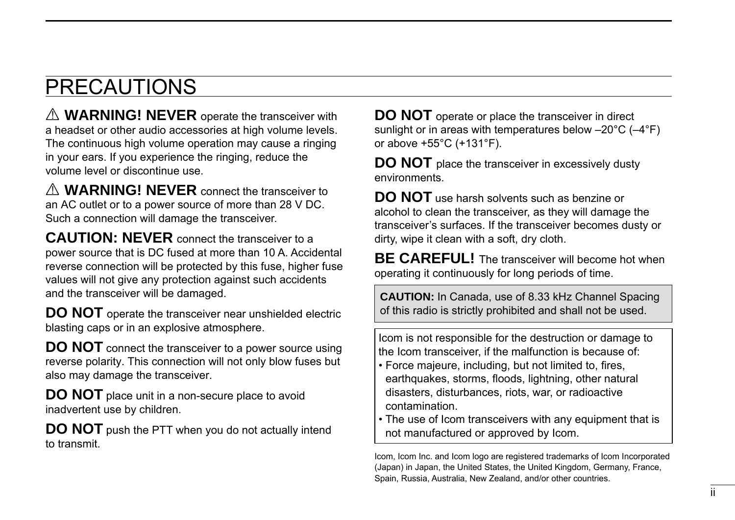# PRECAUTIONS

⚠ **WARNING! NEVER** operate the transceiver with a headset or other audio accessories at high volume levels. The continuous high volume operation may cause a ringing in your ears. If you experience the ringing, reduce the volume level or discontinue use.

⚠ **WARNING! NEVER** connect the transceiver to an AC outlet or to a power source of more than 28 V DC. Such a connection will damage the transceiver.

**CAUTION: NEVER** connect the transceiver to a power source that is DC fused at more than 10 A. Accidental reverse connection will be protected by this fuse, higher fuse values will not give any protection against such accidents and the transceiver will be damaged.

**DO NOT** operate the transceiver near unshielded electric blasting caps or in an explosive atmosphere.

**DO NOT** connect the transceiver to a power source using reverse polarity. This connection will not only blow fuses but also may damage the transceiver.

**DO NOT** place unit in a non-secure place to avoid inadvertent use by children.

**DO NOT** push the PTT when you do not actually intend to transmit.

**DO NOT** operate or place the transceiver in direct sunlight or in areas with temperatures below –20°C (–4°F) or above +55°C (+131°F).

**DO NOT** place the transceiver in excessively dusty environments.

**DO NOT** use harsh solvents such as benzine or alcohol to clean the transceiver, as they will damage the transceiver's surfaces. If the transceiver becomes dusty or dirty, wipe it clean with a soft, dry cloth.

**BE CAREFUL!** The transceiver will become hot when operating it continuously for long periods of time.

**CAUTION:** In Canada, use of 8.33 kHz Channel Spacing of this radio is strictly prohibited and shall not be used.

Icom is not responsible for the destruction or damage to the Icom transceiver, if the malfunction is because of:

- Force majeure, including, but not limited to, fires, earthquakes, storms, floods, lightning, other natural disasters, disturbances, riots, war, or radioactive contamination.
- The use of Icom transceivers with any equipment that is not manufactured or approved by Icom.

Icom, Icom Inc. and Icom logo are registered trademarks of Icom Incorporated (Japan) in Japan, the United States, the United Kingdom, Germany, France, Spain, Russia, Australia, New Zealand, and/or other countries.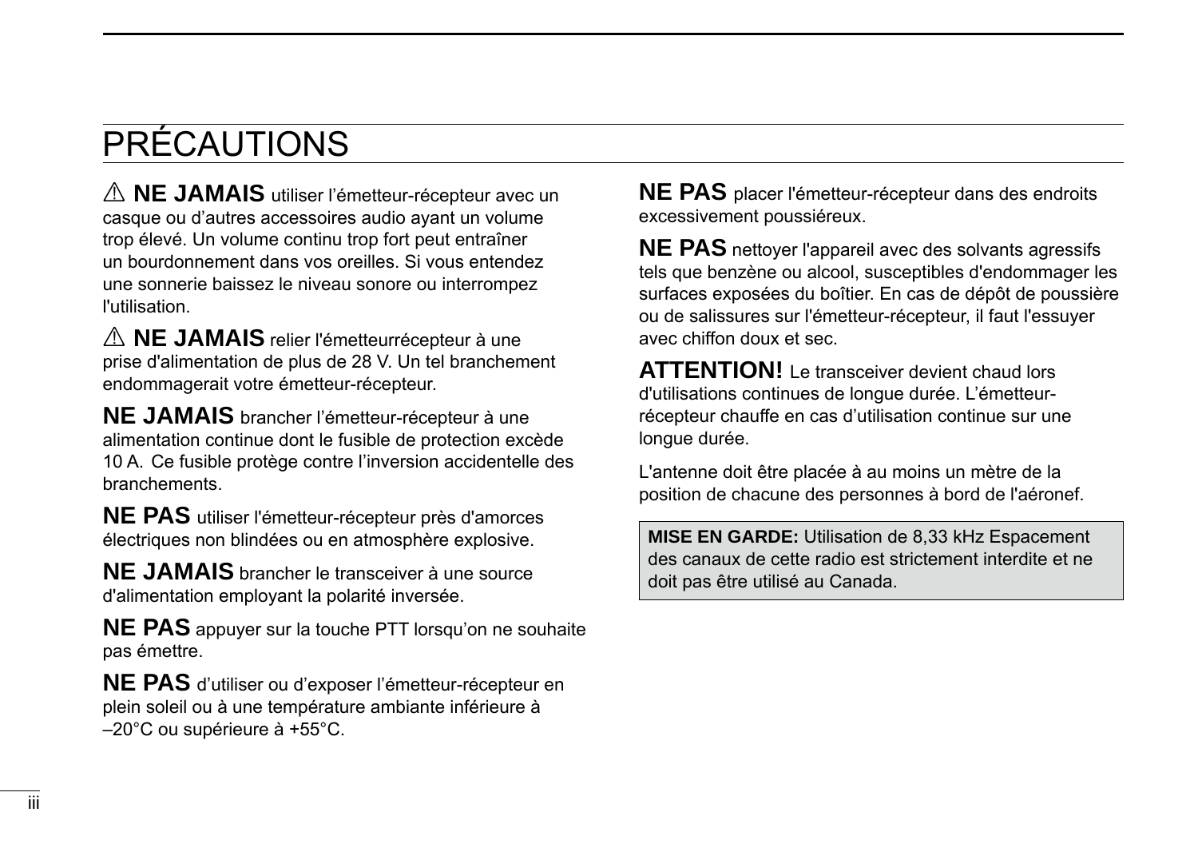// PRÉCAUTIONS

⚠ **NE JAMAIS** utiliser l'émetteur-récepteur avec un casque ou d'autres accessoires audio ayant un volume trop élevé. Un volume continu trop fort peut entraîner un bourdonnement dans vos oreilles. Si vous entendez une sonnerie baissez le niveau sonore ou interrompez l'utilisation.

⚠ **NE JAMAIS** relier l'émetteurrécepteur à une prise d'alimentation de plus de 28 V. Un tel branchement endommagerait votre émetteur-récepteur.

**NE JAMAIS** brancher l'émetteur-récepteur à une alimentation continue dont le fusible de protection excède 10 A. Ce fusible protège contre l'inversion accidentelle des branchements.

**NE PAS** utiliser l'émetteur-récepteur près d'amorces électriques non blindées ou en atmosphère explosive.

**NE JAMAIS** brancher le transceiver à une source d'alimentation employant la polarité inversée.

**NE PAS** appuyer sur la touche PTT lorsqu'on ne souhaite pas émettre.

**NE PAS** d'utiliser ou d'exposer l'émetteur-récepteur en plein soleil ou à une température ambiante inférieure à –20°C ou supérieure à +55°C.

**NE PAS** placer l'émetteur-récepteur dans des endroits excessivement poussiéreux.

**NE PAS** nettoyer l'appareil avec des solvants agressifs tels que benzène ou alcool, susceptibles d'endommager les surfaces exposées du boîtier. En cas de dépôt de poussière ou de salissures sur l'émetteur-récepteur, il faut l'essuyer avec chiffon doux et sec.

**ATTENTION!** Le transceiver devient chaud lors d'utilisations continues de longue durée. L'émetteur-récepteur chauffe en cas d'utilisation continue sur une longue durée.

L'antenne doit être placée à au moins un mètre de la position de chacune des personnes à bord de l'aéronef.

**MISE EN GARDE:** Utilisation de 8,33 kHz Espacement des canaux de cette radio est strictement interdite et ne doit pas être utilisé au Canada.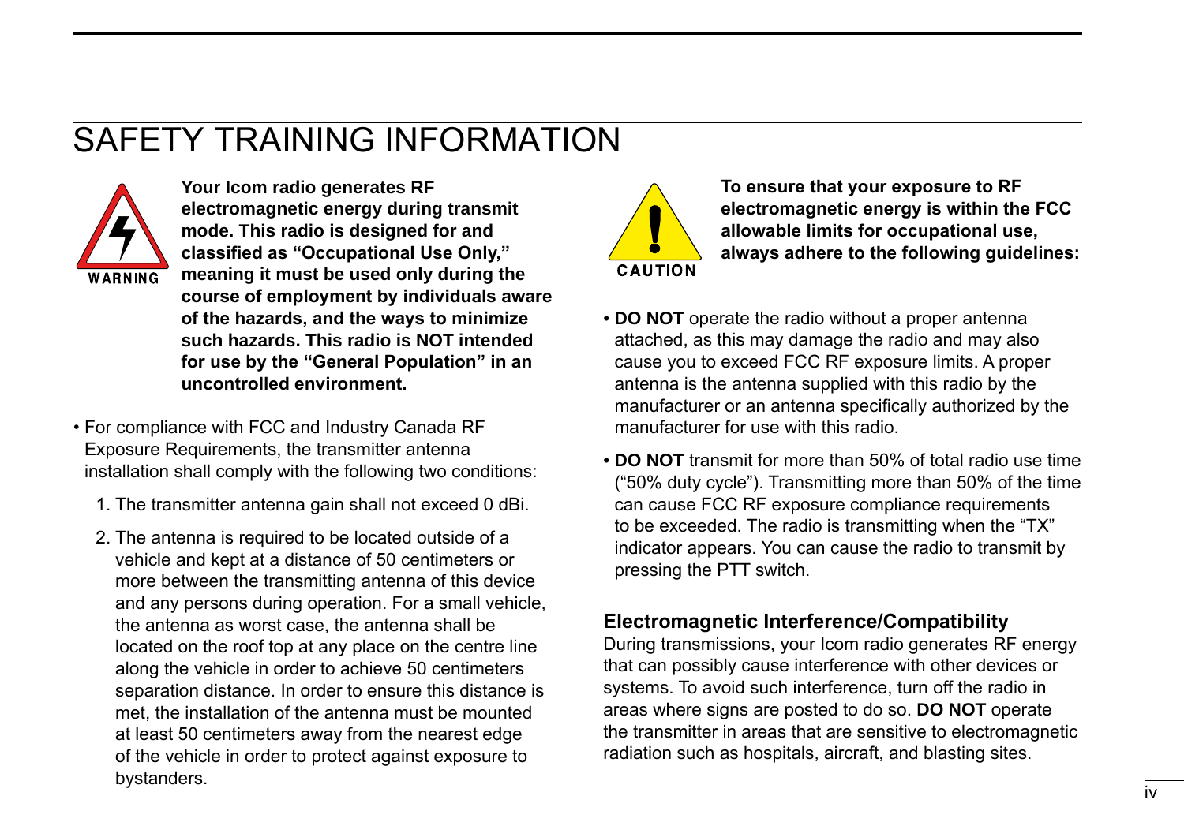# SAFETY TRAINING INFORMATION

WARNING

**Your Icom radio generates RF electromagnetic energy during transmit mode. This radio is designed for and classified as "Occupational Use Only," meaning it must be used only during the course of employment by individuals aware of the hazards, and the ways to minimize such hazards. This radio is NOT intended for use by the "General Population" in an uncontrolled environment.**

- For compliance with FCC and Industry Canada RF Exposure Requirements, the transmitter antenna installation shall comply with the following two conditions:

  1. The transmitter antenna gain shall not exceed 0 dBi.
  2. The antenna is required to be located outside of a vehicle and kept at a distance of 50 centimeters or more between the transmitting antenna of this device and any persons during operation. For a small vehicle, the antenna as worst case, the antenna shall be located on the roof top at any place on the centre line along the vehicle in order to achieve 50 centimeters separation distance. In order to ensure this distance is met, the installation of the antenna must be mounted at least 50 centimeters away from the nearest edge of the vehicle in order to protect against exposure to bystanders.

CAUTION

**To ensure that your exposure to RF electromagnetic energy is within the FCC allowable limits for occupational use, always adhere to the following guidelines:**

- **DO NOT** operate the radio without a proper antenna attached, as this may damage the radio and may also cause you to exceed FCC RF exposure limits. A proper antenna is the antenna supplied with this radio by the manufacturer or an antenna specifically authorized by the manufacturer for use with this radio.
- **DO NOT** transmit for more than 50% of total radio use time ("50% duty cycle"). Transmitting more than 50% of the time can cause FCC RF exposure compliance requirements to be exceeded. The radio is transmitting when the "TX" indicator appears. You can cause the radio to transmit by pressing the PTT switch.

### Electromagnetic Interference/Compatibility

During transmissions, your Icom radio generates RF energy that can possibly cause interference with other devices or systems. To avoid such interference, turn off the radio in areas where signs are posted to do so. **DO NOT** operate the transmitter in areas that are sensitive to electromagnetic radiation such as hospitals, aircraft, and blasting sites.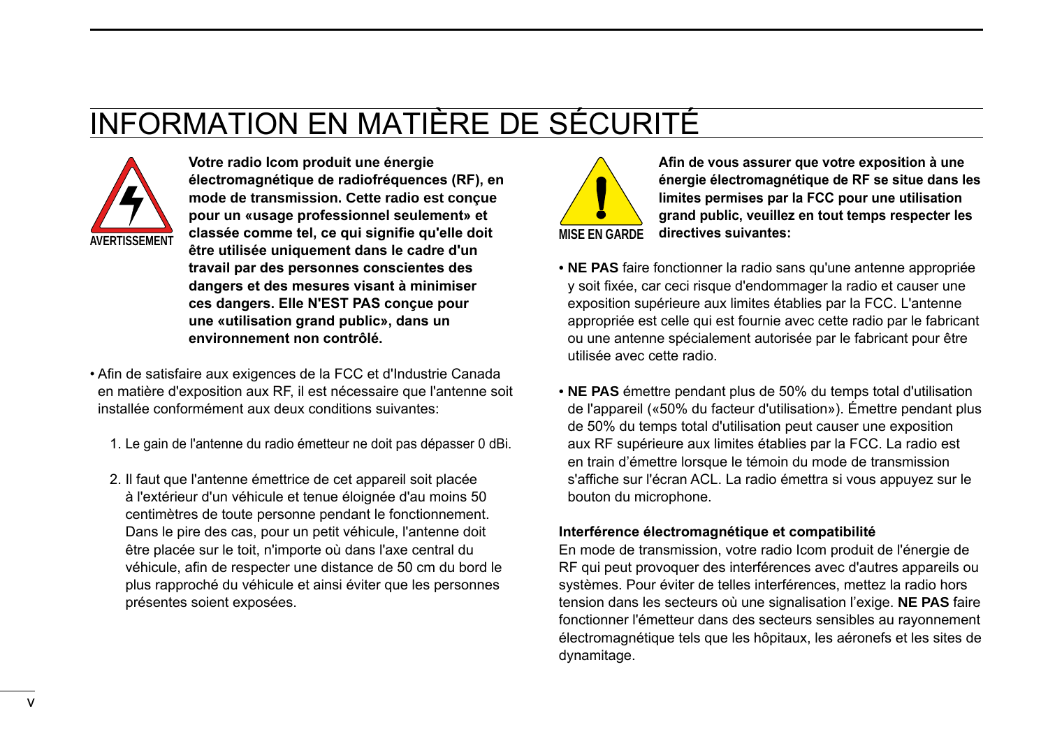# INFORMATION EN MATIÈRE DE SÉCURITÉ

AVERTISSEMENT

**Votre radio Icom produit une énergie électromagnétique de radiofréquences (RF), en mode de transmission. Cette radio est conçue pour un «usage professionnel seulement» et classée comme tel, ce qui signifie qu'elle doit être utilisée uniquement dans le cadre d'un travail par des personnes conscientes des dangers et des mesures visant à minimiser ces dangers. Elle N'EST PAS conçue pour une «utilisation grand public», dans un environnement non contrôlé.**

- Afin de satisfaire aux exigences de la FCC et d'Industrie Canada en matière d'exposition aux RF, il est nécessaire que l'antenne soit installée conformément aux deux conditions suivantes:

  1. Le gain de l'antenne du radio émetteur ne doit pas dépasser 0 dBi.

  2. Il faut que l'antenne émettrice de cet appareil soit placée à l'extérieur d'un véhicule et tenue éloignée d'au moins 50 centimètres de toute personne pendant le fonctionnement. Dans le pire des cas, pour un petit véhicule, l'antenne doit être placée sur le toit, n'importe où dans l'axe central du véhicule, afin de respecter une distance de 50 cm du bord le plus rapproché du véhicule et ainsi éviter que les personnes présentes soient exposées.

MISE EN GARDE

**Afin de vous assurer que votre exposition à une énergie électromagnétique de RF se situe dans les limites permises par la FCC pour une utilisation grand public, veuillez en tout temps respecter les directives suivantes:**

- **NE PAS** faire fonctionner la radio sans qu'une antenne appropriée y soit fixée, car ceci risque d'endommager la radio et causer une exposition supérieure aux limites établies par la FCC. L'antenne appropriée est celle qui est fournie avec cette radio par le fabricant ou une antenne spécialement autorisée par le fabricant pour être utilisée avec cette radio.

- **NE PAS** émettre pendant plus de 50% du temps total d'utilisation de l'appareil («50% du facteur d'utilisation»). Émettre pendant plus de 50% du temps total d'utilisation peut causer une exposition aux RF supérieure aux limites établies par la FCC. La radio est en train d'émettre lorsque le témoin du mode de transmission s'affiche sur l'écran ACL. La radio émettra si vous appuyez sur le bouton du microphone.

**Interférence électromagnétique et compatibilité**

En mode de transmission, votre radio Icom produit de l'énergie de RF qui peut provoquer des interférences avec d'autres appareils ou systèmes. Pour éviter de telles interférences, mettez la radio hors tension dans les secteurs où une signalisation l'exige. **NE PAS** faire fonctionner l'émetteur dans des secteurs sensibles au rayonnement électromagnétique tels que les hôpitaux, les aéronefs et les sites de dynamitage.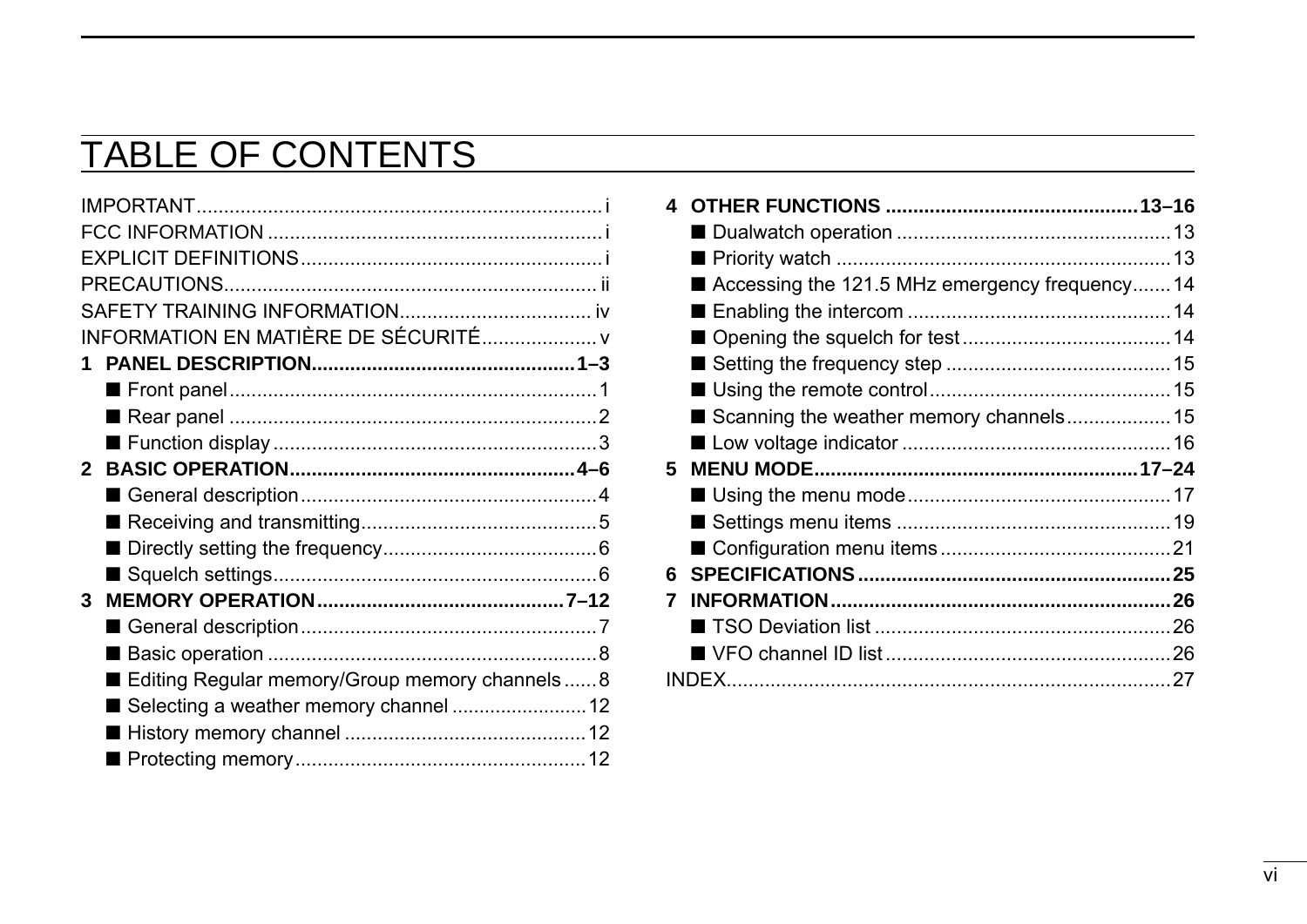# TABLE OF CONTENTS

IMPORTANT ......................................................................... i
FCC INFORMATION ............................................................ i
EXPLICIT DEFINITIONS ...................................................... i
PRECAUTIONS .................................................................. ii
SAFETY TRAINING INFORMATION .................................. iv
INFORMATION EN MATIÈRE DE SÉCURITÉ ..................... v

**1 PANEL DESCRIPTION ............................................... 1–3**
- ■ Front panel ................................................................. 1
- ■ Rear panel .................................................................. 2
- ■ Function display .......................................................... 3

**2 BASIC OPERATION ................................................... 4–6**
- ■ General description ..................................................... 4
- ■ Receiving and transmitting .......................................... 5
- ■ Directly setting the frequency ...................................... 6
- ■ Squelch settings .......................................................... 6

**3 MEMORY OPERATION ............................................ 7–12**
- ■ General description ..................................................... 7
- ■ Basic operation ........................................................... 8
- ■ Editing Regular memory/Group memory channels ...... 8
- ■ Selecting a weather memory channel ........................ 12
- ■ History memory channel ........................................... 12
- ■ Protecting memory .................................................... 12

**4 OTHER FUNCTIONS ............................................ 13–16**
- ■ Dualwatch operation ................................................. 13
- ■ Priority watch ............................................................ 13
- ■ Accessing the 121.5 MHz emergency frequency ....... 14
- ■ Enabling the intercom ............................................... 14
- ■ Opening the squelch for test ..................................... 14
- ■ Setting the frequency step ........................................ 15
- ■ Using the remote control ........................................... 15
- ■ Scanning the weather memory channels .................. 15
- ■ Low voltage indicator ................................................ 16

**5 MENU MODE .......................................................... 17–24**
- ■ Using the menu mode ............................................... 17
- ■ Settings menu items ................................................. 19
- ■ Configuration menu items ......................................... 21

**6 SPECIFICATIONS ........................................................ 25**

**7 INFORMATION ............................................................ 26**
- ■ TSO Deviation list ..................................................... 26
- ■ VFO channel ID list ................................................... 26

INDEX ................................................................................ 27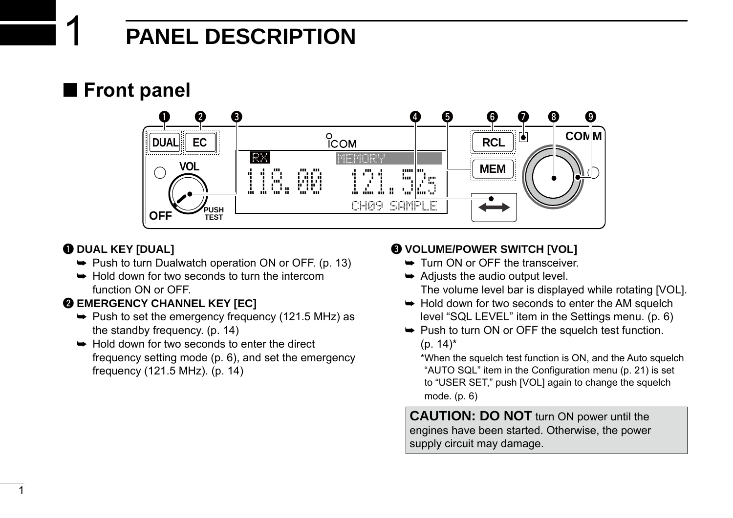# 1 PANEL DESCRIPTION

## ■ Front panel

❶ **DUAL KEY [DUAL]**

- ➥ Push to turn Dualwatch operation ON or OFF. (p. 13)
- ➥ Hold down for two seconds to turn the intercom function ON or OFF.

❷ **EMERGENCY CHANNEL KEY [EC]**

- ➥ Push to set the emergency frequency (121.5 MHz) as the standby frequency. (p. 14)
- ➥ Hold down for two seconds to enter the direct frequency setting mode (p. 6), and set the emergency frequency (121.5 MHz). (p. 14)

❸ **VOLUME/POWER SWITCH [VOL]**

- ➥ Turn ON or OFF the transceiver.
- ➥ Adjusts the audio output level.
  The volume level bar is displayed while rotating [VOL].
- ➥ Hold down for two seconds to enter the AM squelch level "SQL LEVEL" item in the Settings menu. (p. 6)
- ➥ Push to turn ON or OFF the squelch test function. (p. 14)*

  *When the squelch test function is ON, and the Auto squelch "AUTO SQL" item in the Configuration menu (p. 21) is set to "USER SET," push [VOL] again to change the squelch mode. (p. 6)

**CAUTION: DO NOT** turn ON power until the engines have been started. Otherwise, the power supply circuit may damage.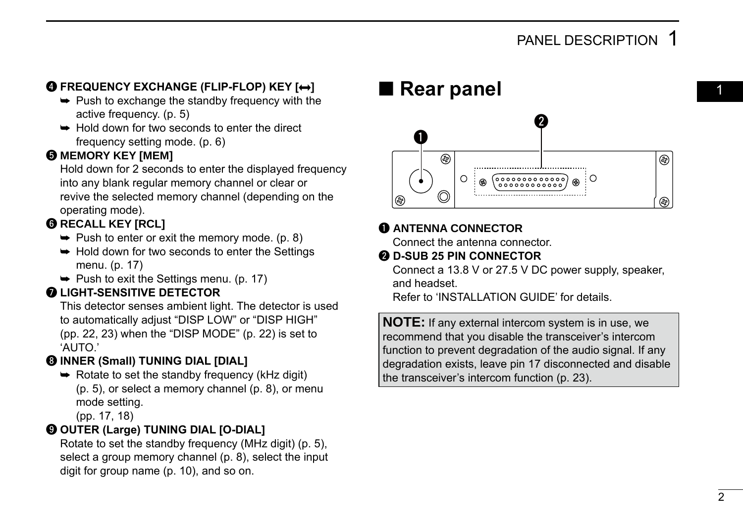**❹ FREQUENCY EXCHANGE (FLIP-FLOP) KEY [↔]**

- ➥ Push to exchange the standby frequency with the active frequency. (p. 5)
- ➥ Hold down for two seconds to enter the direct frequency setting mode. (p. 6)

**❺ MEMORY KEY [MEM]**

Hold down for 2 seconds to enter the displayed frequency into any blank regular memory channel or clear or revive the selected memory channel (depending on the operating mode).

**❻ RECALL KEY [RCL]**

- ➥ Push to enter or exit the memory mode. (p. 8)
- ➥ Hold down for two seconds to enter the Settings menu. (p. 17)
- ➥ Push to exit the Settings menu. (p. 17)

**❼ LIGHT-SENSITIVE DETECTOR**

This detector senses ambient light. The detector is used to automatically adjust “DISP LOW” or “DISP HIGH” (pp. 22, 23) when the “DISP MODE” (p. 22) is set to ‘AUTO.’

**❽ INNER (Small) TUNING DIAL [DIAL]**

- ➥ Rotate to set the standby frequency (kHz digit) (p. 5), or select a memory channel (p. 8), or menu mode setting. (pp. 17, 18)

**❾ OUTER (Large) TUNING DIAL [O-DIAL]**

Rotate to set the standby frequency (MHz digit) (p. 5), select a group memory channel (p. 8), select the input digit for group name (p. 10), and so on.

## ■ Rear panel

**❶ ANTENNA CONNECTOR**

Connect the antenna connector.

**❷ D-SUB 25 PIN CONNECTOR**

Connect a 13.8 V or 27.5 V DC power supply, speaker, and headset.

Refer to ‘INSTALLATION GUIDE’ for details.

> **NOTE:** If any external intercom system is in use, we recommend that you disable the transceiver’s intercom function to prevent degradation of the audio signal. If any degradation exists, leave pin 17 disconnected and disable the transceiver’s intercom function (p. 23).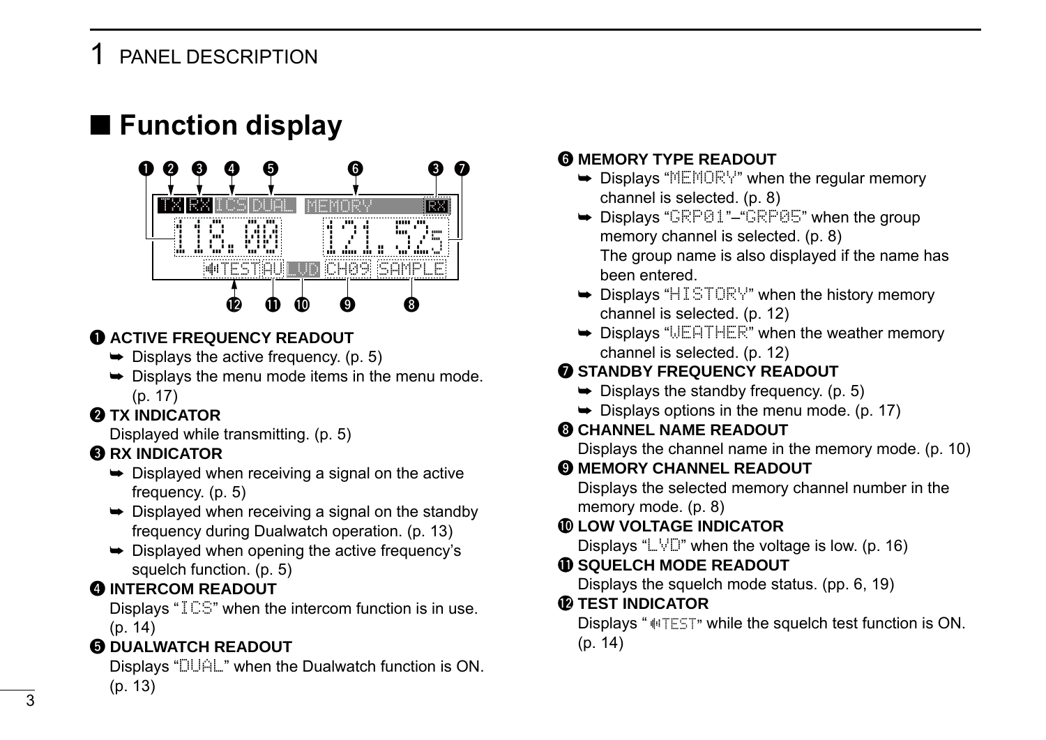## 1 PANEL DESCRIPTION

## ■ Function display

❶ **ACTIVE FREQUENCY READOUT**

- ➥ Displays the active frequency. (p. 5)
- ➥ Displays the menu mode items in the menu mode. (p. 17)

❷ **TX INDICATOR**

Displayed while transmitting. (p. 5)

❸ **RX INDICATOR**

- ➥ Displayed when receiving a signal on the active frequency. (p. 5)
- ➥ Displayed when receiving a signal on the standby frequency during Dualwatch operation. (p. 13)
- ➥ Displayed when opening the active frequency's squelch function. (p. 5)

❹ **INTERCOM READOUT**

Displays "ICS" when the intercom function is in use. (p. 14)

❺ **DUALWATCH READOUT**

Displays "DUAL" when the Dualwatch function is ON. (p. 13)

❻ **MEMORY TYPE READOUT**

- ➥ Displays "MEMORY" when the regular memory channel is selected. (p. 8)
- ➥ Displays "GRP01"–"GRP05" when the group memory channel is selected. (p. 8)
  The group name is also displayed if the name has been entered.
- ➥ Displays "HISTORY" when the history memory channel is selected. (p. 12)
- ➥ Displays "WEATHER" when the weather memory channel is selected. (p. 12)

❼ **STANDBY FREQUENCY READOUT**

- ➥ Displays the standby frequency. (p. 5)
- ➥ Displays options in the menu mode. (p. 17)

❽ **CHANNEL NAME READOUT**

Displays the channel name in the memory mode. (p. 10)

❾ **MEMORY CHANNEL READOUT**

Displays the selected memory channel number in the memory mode. (p. 8)

❿ **LOW VOLTAGE INDICATOR**

Displays "LVD" when the voltage is low. (p. 16)

⓫ **SQUELCH MODE READOUT**

Displays the squelch mode status. (pp. 6, 19)

⓬ **TEST INDICATOR**

Displays "TEST" while the squelch test function is ON. (p. 14)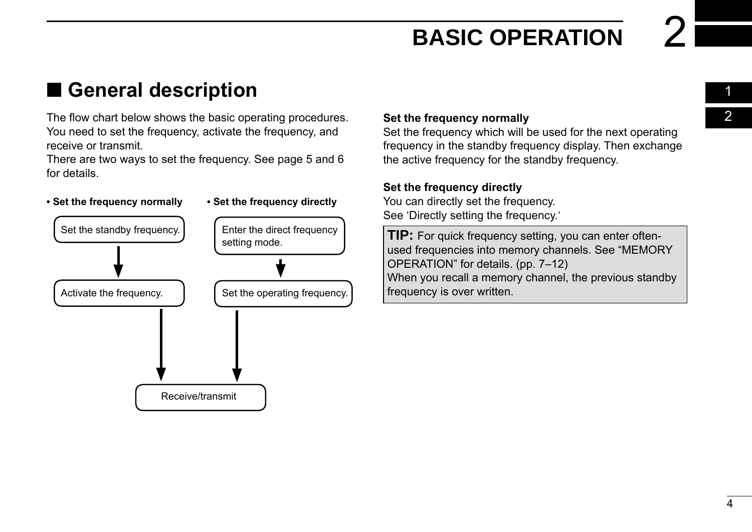# BASIC OPERATION

## ■ General description

The flow chart below shows the basic operating procedures. You need to set the frequency, activate the frequency, and receive or transmit.
There are two ways to set the frequency. See page 5 and 6 for details.

**• Set the frequency normally**

Set the standby frequency.
↓
Activate the frequency.
↓
Receive/transmit

**• Set the frequency directly**

Enter the direct frequency setting mode.
↓
Set the operating frequency.
↓
Receive/transmit

**Set the frequency normally**
Set the frequency which will be used for the next operating frequency in the standby frequency display. Then exchange the active frequency for the standby frequency.

**Set the frequency directly**
You can directly set the frequency.
See 'Directly setting the frequency.'

**TIP:** For quick frequency setting, you can enter often-used frequencies into memory channels. See "MEMORY OPERATION" for details. (pp. 7–12)
When you recall a memory channel, the previous standby frequency is over written.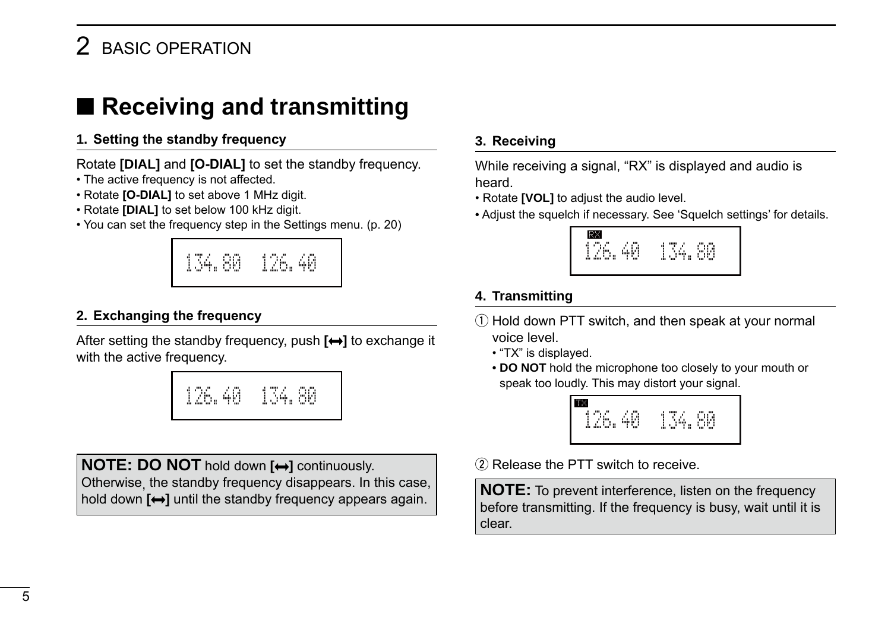## ■ Receiving and transmitting

### 1. Setting the standby frequency

Rotate **[DIAL]** and **[O-DIAL]** to set the standby frequency.

- The active frequency is not affected.
- Rotate **[O-DIAL]** to set above 1 MHz digit.
- Rotate **[DIAL]** to set below 100 kHz digit.
- You can set the frequency step in the Settings menu. (p. 20)

```
134.80  126.40
```

### 2. Exchanging the frequency

After setting the standby frequency, push **[⟷]** to exchange it with the active frequency.

```
126.40  134.80
```

**NOTE: DO NOT** hold down **[⟷]** continuously. Otherwise, the standby frequency disappears. In this case, hold down **[⟷]** until the standby frequency appears again.

### 3. Receiving

While receiving a signal, "RX" is displayed and audio is heard.

- Rotate **[VOL]** to adjust the audio level.
- Adjust the squelch if necessary. See 'Squelch settings' for details.

```
RX
126.40  134.80
```

### 4. Transmitting

① Hold down PTT switch, and then speak at your normal voice level.

- "TX" is displayed.
- **DO NOT** hold the microphone too closely to your mouth or speak too loudly. This may distort your signal.

```
TX
126.40  134.80
```

② Release the PTT switch to receive.

**NOTE:** To prevent interference, listen on the frequency before transmitting. If the frequency is busy, wait until it is clear.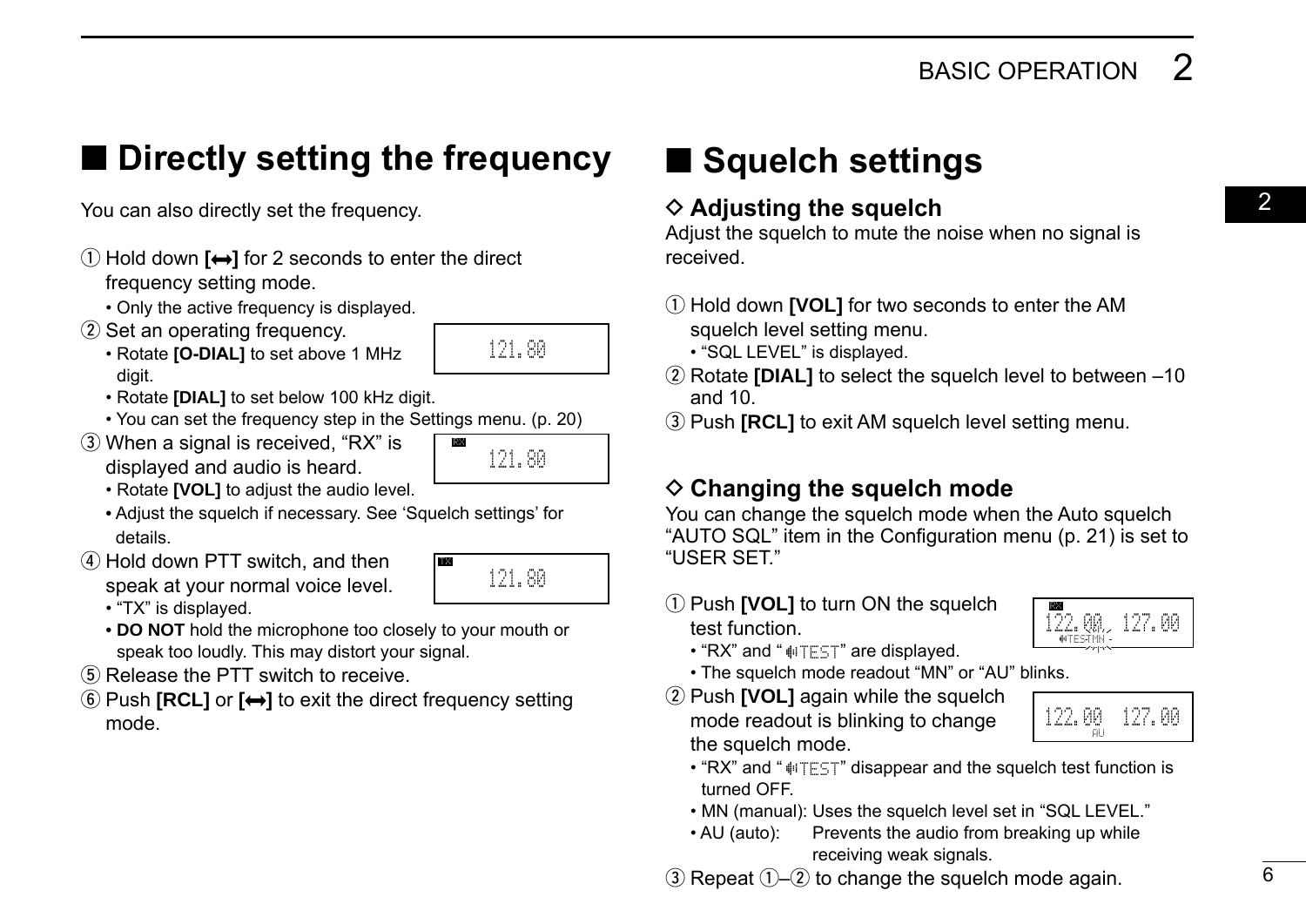## ■ Directly setting the frequency

You can also directly set the frequency.

① Hold down **[⟷]** for 2 seconds to enter the direct frequency setting mode.
  - Only the active frequency is displayed.

② Set an operating frequency.
  - Rotate **[O-DIAL]** to set above 1 MHz digit.
  - Rotate **[DIAL]** to set below 100 kHz digit.
  - You can set the frequency step in the Settings menu. (p. 20)

121.80

③ When a signal is received, “RX” is displayed and audio is heard.
  - Rotate **[VOL]** to adjust the audio level.
  - Adjust the squelch if necessary. See ‘Squelch settings’ for details.

RX 121.80

④ Hold down PTT switch, and then speak at your normal voice level.
  - “TX” is displayed.
  - **DO NOT** hold the microphone too closely to your mouth or speak too loudly. This may distort your signal.

TX 121.80

⑤ Release the PTT switch to receive.

⑥ Push **[RCL]** or **[⟷]** to exit the direct frequency setting mode.

## ■ Squelch settings

### ◇ Adjusting the squelch

Adjust the squelch to mute the noise when no signal is received.

① Hold down **[VOL]** for two seconds to enter the AM squelch level setting menu.
  - “SQL LEVEL” is displayed.

② Rotate **[DIAL]** to select the squelch level to between –10 and 10.

③ Push **[RCL]** to exit AM squelch level setting menu.

### ◇ Changing the squelch mode

You can change the squelch mode when the Auto squelch “AUTO SQL” item in the Configuration menu (p. 21) is set to “USER SET.”

① Push **[VOL]** to turn ON the squelch test function.
  - “RX” and “TEST” are displayed.
  - The squelch mode readout “MN” or “AU” blinks.

RX 122.00 127.00 TEST MN

② Push **[VOL]** again while the squelch mode readout is blinking to change the squelch mode.
  - “RX” and “TEST” disappear and the squelch test function is turned OFF.
  - MN (manual): Uses the squelch level set in “SQL LEVEL.”
  - AU (auto): Prevents the audio from breaking up while receiving weak signals.

122.00 127.00 AU

③ Repeat ①–② to change the squelch mode again.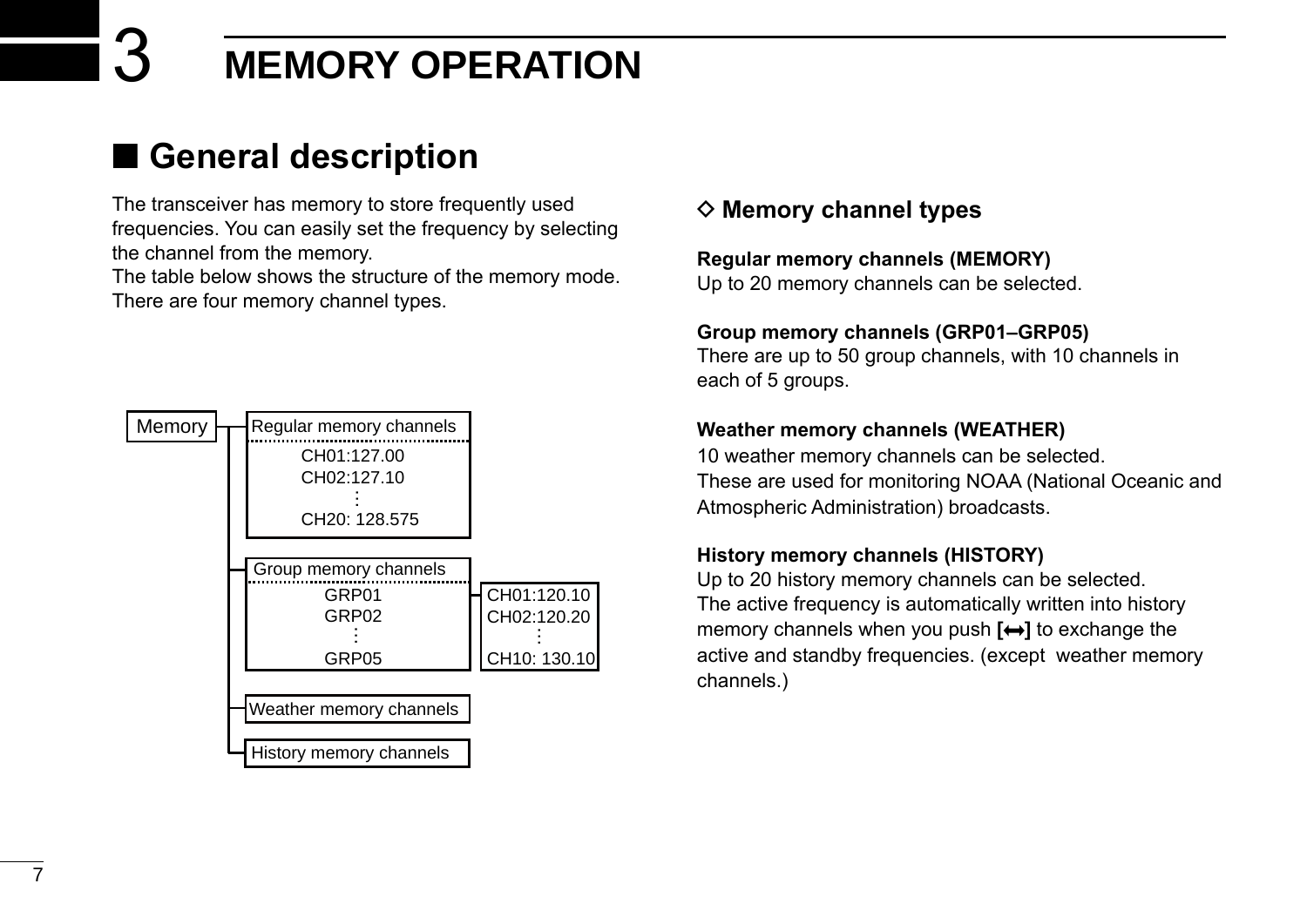# 3 MEMORY OPERATION

## ■ General description

The transceiver has memory to store frequently used frequencies. You can easily set the frequency by selecting the channel from the memory.
The table below shows the structure of the memory mode. There are four memory channel types.

```
Memory ─┬─ Regular memory channels
        │    CH01:127.00
        │    CH02:127.10
        │       ⋮
        │    CH20: 128.575
        │
        ├─ Group memory channels ─── CH01:120.10
        │    GRP01                   CH02:120.20
        │    GRP02                      ⋮
        │      ⋮                     CH10: 130.10
        │    GRP05
        │
        ├─ Weather memory channels
        │
        └─ History memory channels
```

### ◇ Memory channel types

**Regular memory channels (MEMORY)**
Up to 20 memory channels can be selected.

**Group memory channels (GRP01–GRP05)**
There are up to 50 group channels, with 10 channels in each of 5 groups.

**Weather memory channels (WEATHER)**
10 weather memory channels can be selected.
These are used for monitoring NOAA (National Oceanic and Atmospheric Administration) broadcasts.

**History memory channels (HISTORY)**
Up to 20 history memory channels can be selected.
The active frequency is automatically written into history memory channels when you push **[⟷]** to exchange the active and standby frequencies. (except weather memory channels.)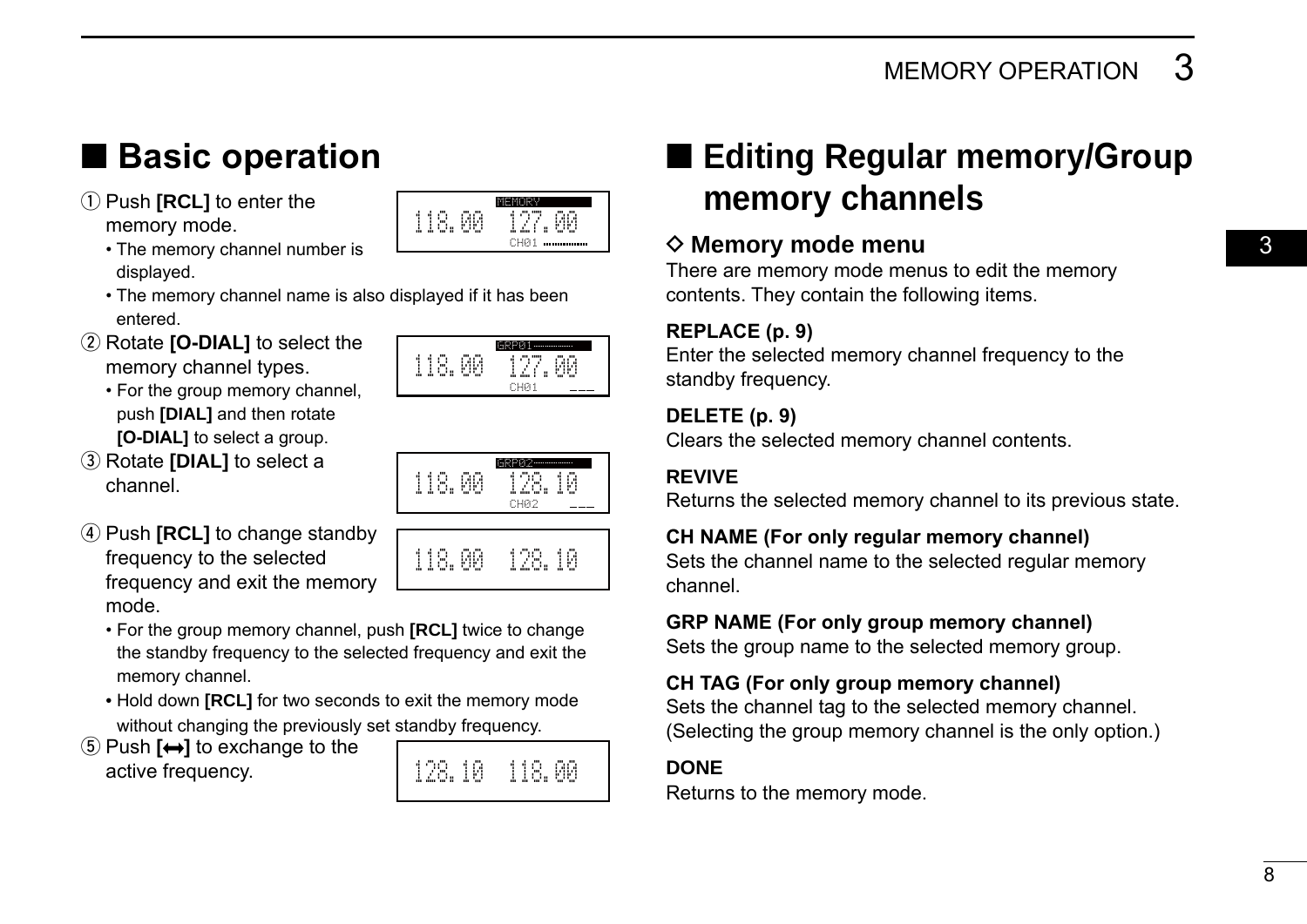## ■ Basic operation

① Push **[RCL]** to enter the memory mode.
- The memory channel number is displayed.
- The memory channel name is also displayed if it has been entered.

② Rotate **[O-DIAL]** to select the memory channel types.
- For the group memory channel, push **[DIAL]** and then rotate **[O-DIAL]** to select a group.

③ Rotate **[DIAL]** to select a channel.

④ Push **[RCL]** to change standby frequency to the selected frequency and exit the memory mode.
- For the group memory channel, push **[RCL]** twice to change the standby frequency to the selected frequency and exit the memory channel.
- Hold down **[RCL]** for two seconds to exit the memory mode without changing the previously set standby frequency.

⑤ Push **[↔]** to exchange to the active frequency.

## ■ Editing Regular memory/Group memory channels

### ◇ Memory mode menu

There are memory mode menus to edit the memory contents. They contain the following items.

**REPLACE (p. 9)**
Enter the selected memory channel frequency to the standby frequency.

**DELETE (p. 9)**
Clears the selected memory channel contents.

**REVIVE**
Returns the selected memory channel to its previous state.

**CH NAME (For only regular memory channel)**
Sets the channel name to the selected regular memory channel.

**GRP NAME (For only group memory channel)**
Sets the group name to the selected memory group.

**CH TAG (For only group memory channel)**
Sets the channel tag to the selected memory channel. (Selecting the group memory channel is the only option.)

**DONE**
Returns to the memory mode.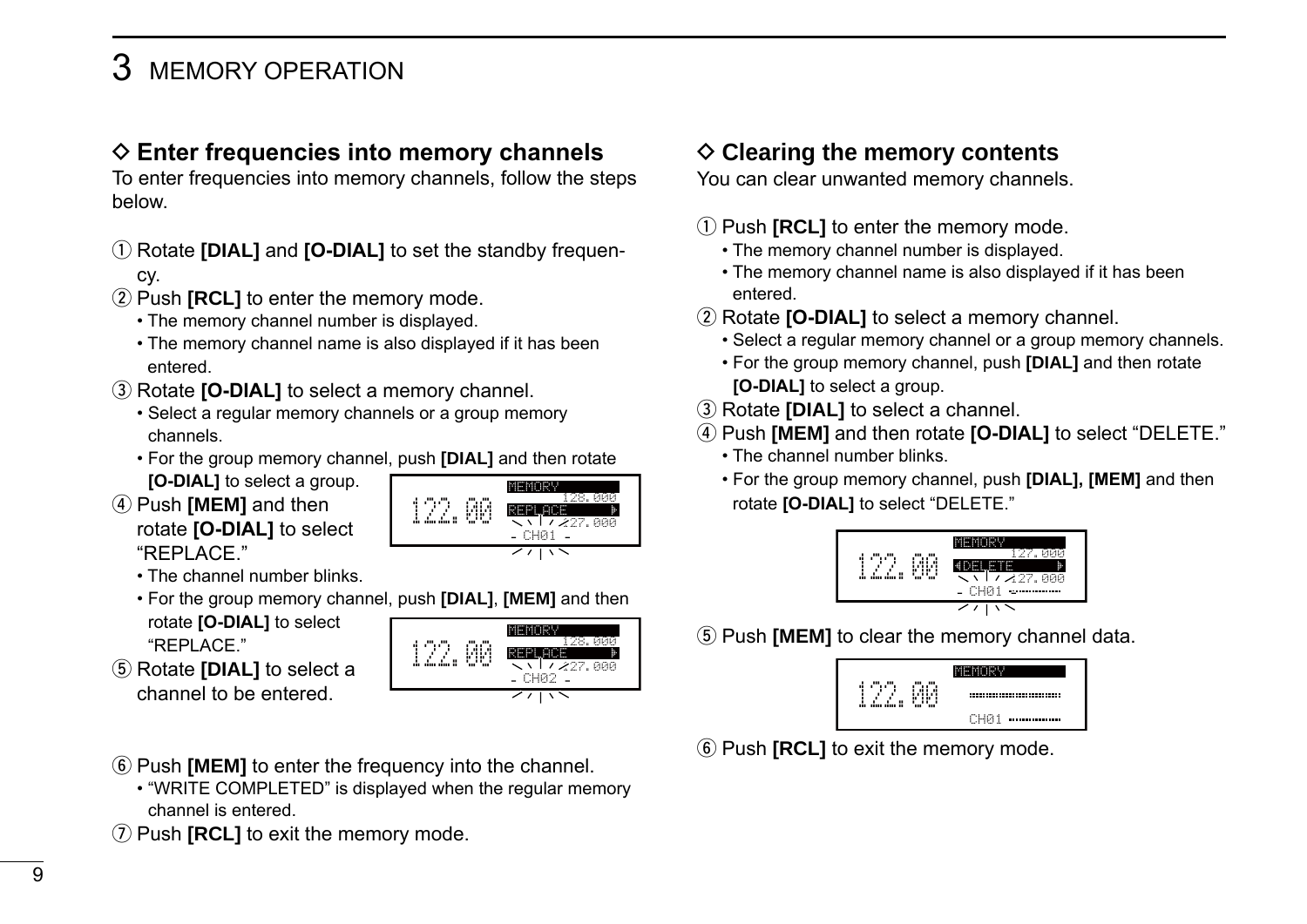## ◇ Enter frequencies into memory channels

To enter frequencies into memory channels, follow the steps below.

① Rotate **[DIAL]** and **[O-DIAL]** to set the standby frequency.

② Push **[RCL]** to enter the memory mode.
- The memory channel number is displayed.
- The memory channel name is also displayed if it has been entered.

③ Rotate **[O-DIAL]** to select a memory channel.
- Select a regular memory channels or a group memory channels.
- For the group memory channel, push **[DIAL]** and then rotate **[O-DIAL]** to select a group.

④ Push **[MEM]** and then rotate **[O-DIAL]** to select "REPLACE."
- The channel number blinks.
- For the group memory channel, push **[DIAL]**, **[MEM]** and then rotate **[O-DIAL]** to select "REPLACE."

⑤ Rotate **[DIAL]** to select a channel to be entered.

⑥ Push **[MEM]** to enter the frequency into the channel.
- "WRITE COMPLETED" is displayed when the regular memory channel is entered.

⑦ Push **[RCL]** to exit the memory mode.

## ◇ Clearing the memory contents

You can clear unwanted memory channels.

① Push **[RCL]** to enter the memory mode.
- The memory channel number is displayed.
- The memory channel name is also displayed if it has been entered.

② Rotate **[O-DIAL]** to select a memory channel.
- Select a regular memory channel or a group memory channels.
- For the group memory channel, push **[DIAL]** and then rotate **[O-DIAL]** to select a group.

③ Rotate **[DIAL]** to select a channel.

④ Push **[MEM]** and then rotate **[O-DIAL]** to select "DELETE."
- The channel number blinks.
- For the group memory channel, push **[DIAL], [MEM]** and then rotate **[O-DIAL]** to select "DELETE."

⑤ Push **[MEM]** to clear the memory channel data.

⑥ Push **[RCL]** to exit the memory mode.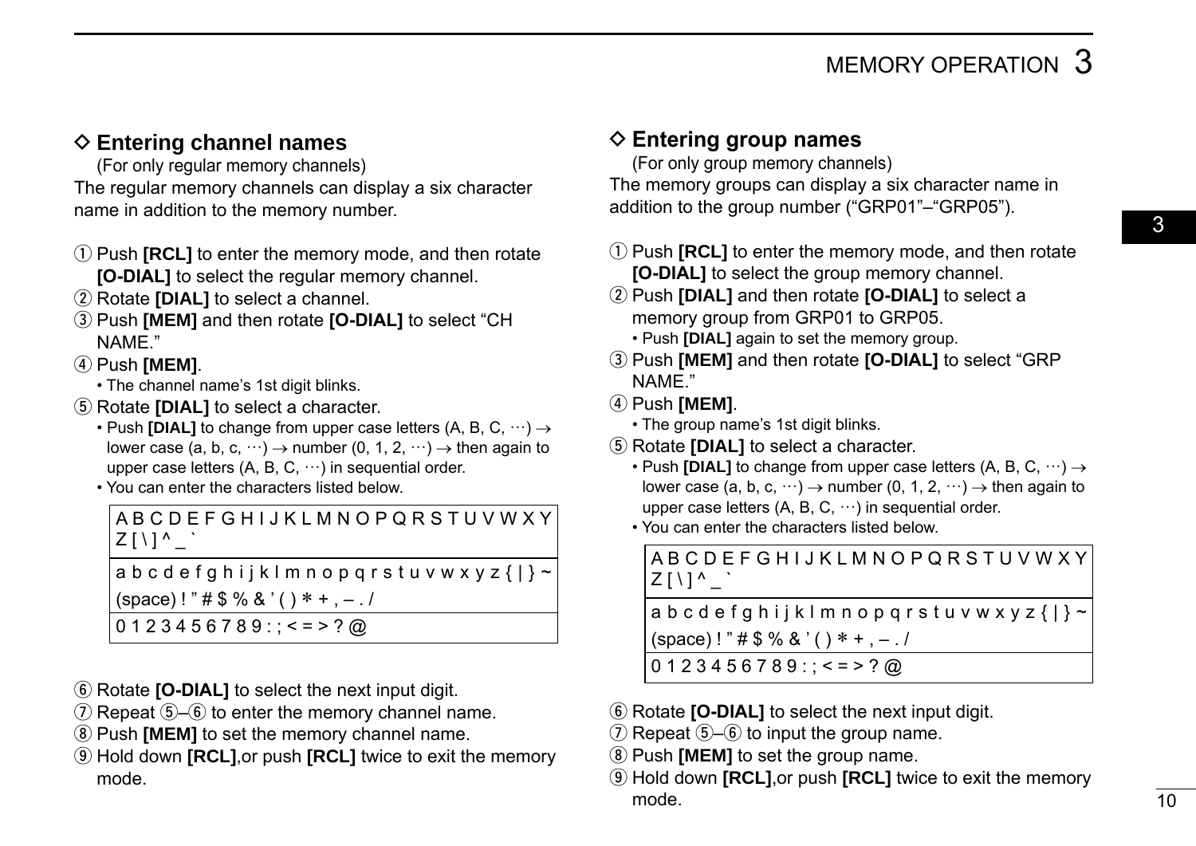### ◇ Entering channel names

(For only regular memory channels)

The regular memory channels can display a six character name in addition to the memory number.

① Push **[RCL]** to enter the memory mode, and then rotate **[O-DIAL]** to select the regular memory channel.
② Rotate **[DIAL]** to select a channel.
③ Push **[MEM]** and then rotate **[O-DIAL]** to select "CH NAME."
④ Push **[MEM]**.
   • The channel name's 1st digit blinks.
⑤ Rotate **[DIAL]** to select a character.
   • Push **[DIAL]** to change from upper case letters (A, B, C, ···) → lower case (a, b, c, ···) → number (0, 1, 2, ···) → then again to upper case letters (A, B, C, ···) in sequential order.
   • You can enter the characters listed below.

| A B C D E F G H I J K L M N O P Q R S T U V W X Y Z [ \ ] ^ _ ` |
|---|
| a b c d e f g h i j k l m n o p q r s t u v w x y z { \| } ~ (space) ! " # $ % & ' ( ) ∗ + , – . / |
| 0 1 2 3 4 5 6 7 8 9 : ; < = > ? @ |

⑥ Rotate **[O-DIAL]** to select the next input digit.
⑦ Repeat ⑤–⑥ to enter the memory channel name.
⑧ Push **[MEM]** to set the memory channel name.
⑨ Hold down **[RCL]**,or push **[RCL]** twice to exit the memory mode.

### ◇ Entering group names

(For only group memory channels)

The memory groups can display a six character name in addition to the group number ("GRP01"–"GRP05").

① Push **[RCL]** to enter the memory mode, and then rotate **[O-DIAL]** to select the group memory channel.
② Push **[DIAL]** and then rotate **[O-DIAL]** to select a memory group from GRP01 to GRP05.
   • Push **[DIAL]** again to set the memory group.
③ Push **[MEM]** and then rotate **[O-DIAL]** to select "GRP NAME."
④ Push **[MEM]**.
   • The group name's 1st digit blinks.
⑤ Rotate **[DIAL]** to select a character.
   • Push **[DIAL]** to change from upper case letters (A, B, C, ···) → lower case (a, b, c, ···) → number (0, 1, 2, ···) → then again to upper case letters (A, B, C, ···) in sequential order.
   • You can enter the characters listed below.

| A B C D E F G H I J K L M N O P Q R S T U V W X Y Z [ \ ] ^ _ ` |
|---|
| a b c d e f g h i j k l m n o p q r s t u v w x y z { \| } ~ (space) ! " # $ % & ' ( ) ∗ + , – . / |
| 0 1 2 3 4 5 6 7 8 9 : ; < = > ? @ |

⑥ Rotate **[O-DIAL]** to select the next input digit.
⑦ Repeat ⑤–⑥ to input the group name.
⑧ Push **[MEM]** to set the group name.
⑨ Hold down **[RCL]**,or push **[RCL]** twice to exit the memory mode.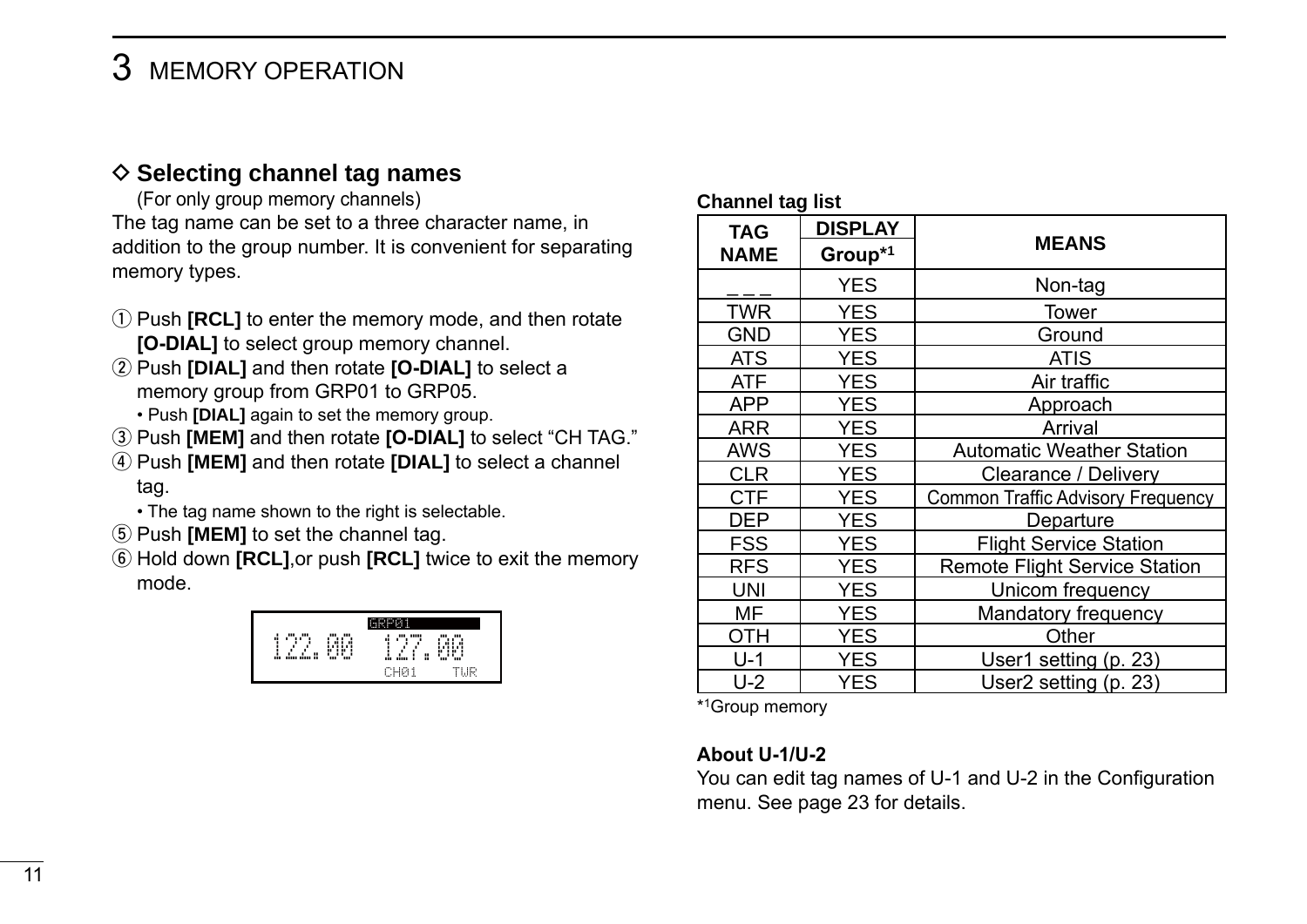## 3 MEMORY OPERATION

### ◇ Selecting channel tag names

(For only group memory channels)

The tag name can be set to a three character name, in addition to the group number. It is convenient for separating memory types.

① Push **[RCL]** to enter the memory mode, and then rotate **[O-DIAL]** to select group memory channel.

② Push **[DIAL]** and then rotate **[O-DIAL]** to select a memory group from GRP01 to GRP05.
  • Push **[DIAL]** again to set the memory group.

③ Push **[MEM]** and then rotate **[O-DIAL]** to select "CH TAG."

④ Push **[MEM]** and then rotate **[DIAL]** to select a channel tag.
  • The tag name shown to the right is selectable.

⑤ Push **[MEM]** to set the channel tag.

⑥ Hold down **[RCL]**,or push **[RCL]** twice to exit the memory mode.

```
          GRP01
122.00   127.00
          CH01    TWR
```

**Channel tag list**

| TAG NAME | DISPLAY Group*1 | MEANS |
|---|---|---|
| _ _ _ | YES | Non-tag |
| TWR | YES | Tower |
| GND | YES | Ground |
| ATS | YES | ATIS |
| ATF | YES | Air traffic |
| APP | YES | Approach |
| ARR | YES | Arrival |
| AWS | YES | Automatic Weather Station |
| CLR | YES | Clearance / Delivery |
| CTF | YES | Common Traffic Advisory Frequency |
| DEP | YES | Departure |
| FSS | YES | Flight Service Station |
| RFS | YES | Remote Flight Service Station |
| UNI | YES | Unicom frequency |
| MF | YES | Mandatory frequency |
| OTH | YES | Other |
| U-1 | YES | User1 setting (p. 23) |
| U-2 | YES | User2 setting (p. 23) |

*1Group memory

**About U-1/U-2**

You can edit tag names of U-1 and U-2 in the Configuration menu. See page 23 for details.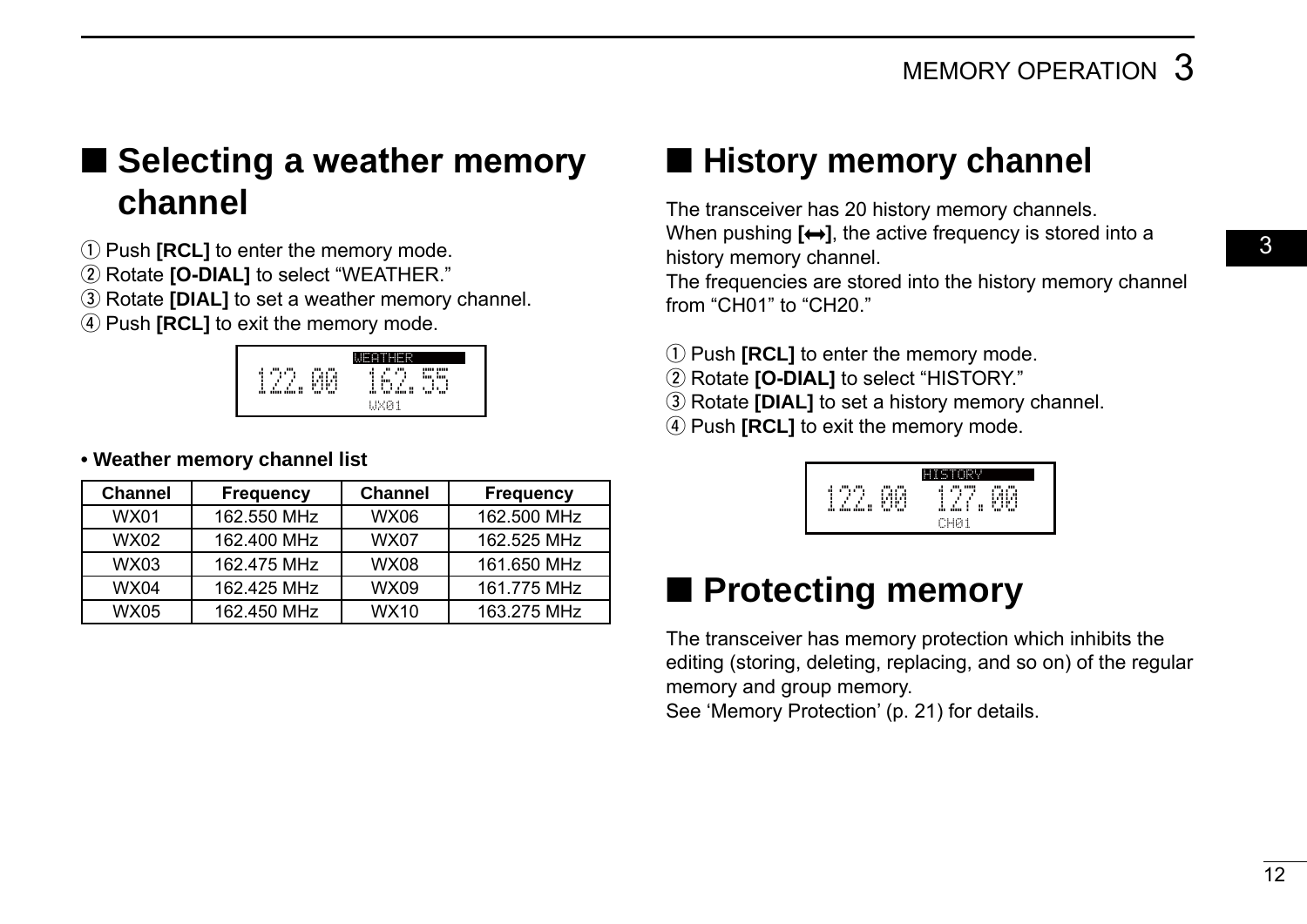## ■ Selecting a weather memory channel

① Push **[RCL]** to enter the memory mode.
② Rotate **[O-DIAL]** to select "WEATHER."
③ Rotate **[DIAL]** to set a weather memory channel.
④ Push **[RCL]** to exit the memory mode.

```
         WEATHER
122.00  162.55
          WX01
```

**• Weather memory channel list**

| Channel | Frequency | Channel | Frequency |
|---|---|---|---|
| WX01 | 162.550 MHz | WX06 | 162.500 MHz |
| WX02 | 162.400 MHz | WX07 | 162.525 MHz |
| WX03 | 162.475 MHz | WX08 | 161.650 MHz |
| WX04 | 162.425 MHz | WX09 | 161.775 MHz |
| WX05 | 162.450 MHz | WX10 | 163.275 MHz |

## ■ History memory channel

The transceiver has 20 history memory channels.
When pushing **[↔]**, the active frequency is stored into a history memory channel.
The frequencies are stored into the history memory channel from "CH01" to "CH20."

① Push **[RCL]** to enter the memory mode.
② Rotate **[O-DIAL]** to select "HISTORY."
③ Rotate **[DIAL]** to set a history memory channel.
④ Push **[RCL]** to exit the memory mode.

```
         HISTORY
122.00  127.00
          CH01
```

## ■ Protecting memory

The transceiver has memory protection which inhibits the editing (storing, deleting, replacing, and so on) of the regular memory and group memory.
See 'Memory Protection' (p. 21) for details.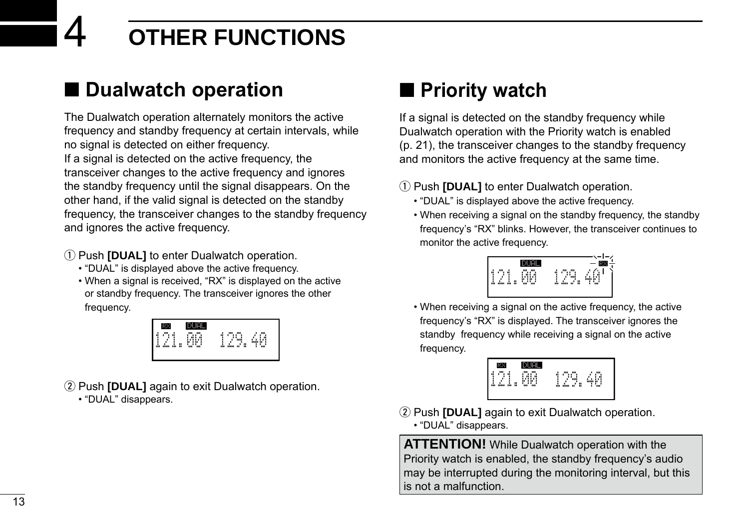# 4 OTHER FUNCTIONS

## ■ Dualwatch operation

The Dualwatch operation alternately monitors the active frequency and standby frequency at certain intervals, while no signal is detected on either frequency.
If a signal is detected on the active frequency, the transceiver changes to the active frequency and ignores the standby frequency until the signal disappears. On the other hand, if the valid signal is detected on the standby frequency, the transceiver changes to the standby frequency and ignores the active frequency.

① Push **[DUAL]** to enter Dualwatch operation.
- "DUAL" is displayed above the active frequency.
- When a signal is received, "RX" is displayed on the active or standby frequency. The transceiver ignores the other frequency.

RX DUAL
121.00 129.40

② Push **[DUAL]** again to exit Dualwatch operation.
- "DUAL" disappears.

## ■ Priority watch

If a signal is detected on the standby frequency while Dualwatch operation with the Priority watch is enabled (p. 21), the transceiver changes to the standby frequency and monitors the active frequency at the same time.

① Push **[DUAL]** to enter Dualwatch operation.
- "DUAL" is displayed above the active frequency.
- When receiving a signal on the standby frequency, the standby frequency's "RX" blinks. However, the transceiver continues to monitor the active frequency.

DUAL RX
121.00 129.40

- When receiving a signal on the active frequency, the active frequency's "RX" is displayed. The transceiver ignores the standby frequency while receiving a signal on the active frequency.

RX DUAL
121.00 129.40

② Push **[DUAL]** again to exit Dualwatch operation.
- "DUAL" disappears.

**ATTENTION!** While Dualwatch operation with the Priority watch is enabled, the standby frequency's audio may be interrupted during the monitoring interval, but this is not a malfunction.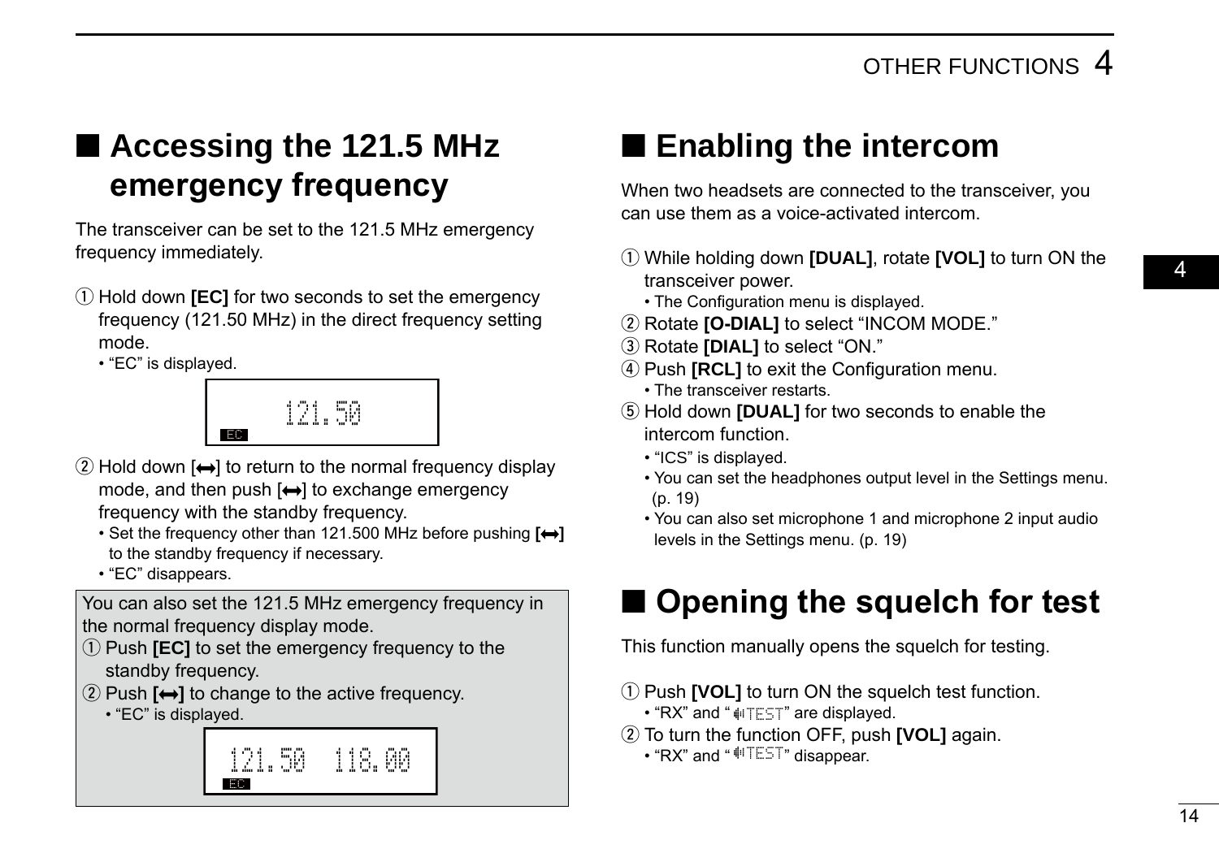## ■ Accessing the 121.5 MHz emergency frequency

The transceiver can be set to the 121.5 MHz emergency frequency immediately.

① Hold down **[EC]** for two seconds to set the emergency frequency (121.50 MHz) in the direct frequency setting mode.
- "EC" is displayed.

121.50
EC

② Hold down [⟷] to return to the normal frequency display mode, and then push [⟷] to exchange emergency frequency with the standby frequency.
- Set the frequency other than 121.500 MHz before pushing **[⟷]** to the standby frequency if necessary.
- "EC" disappears.

You can also set the 121.5 MHz emergency frequency in the normal frequency display mode.
① Push **[EC]** to set the emergency frequency to the standby frequency.
② Push **[⟷]** to change to the active frequency.
- "EC" is displayed.

121.50 118.00
EC

## ■ Enabling the intercom

When two headsets are connected to the transceiver, you can use them as a voice-activated intercom.

① While holding down **[DUAL]**, rotate **[VOL]** to turn ON the transceiver power.
- The Configuration menu is displayed.

② Rotate **[O-DIAL]** to select "INCOM MODE."
③ Rotate **[DIAL]** to select "ON."
④ Push **[RCL]** to exit the Configuration menu.
- The transceiver restarts.

⑤ Hold down **[DUAL]** for two seconds to enable the intercom function.
- "ICS" is displayed.
- You can set the headphones output level in the Settings menu. (p. 19)
- You can also set microphone 1 and microphone 2 input audio levels in the Settings menu. (p. 19)

## ■ Opening the squelch for test

This function manually opens the squelch for testing.

① Push **[VOL]** to turn ON the squelch test function.
- "RX" and "TEST" are displayed.

② To turn the function OFF, push **[VOL]** again.
- "RX" and "TEST" disappear.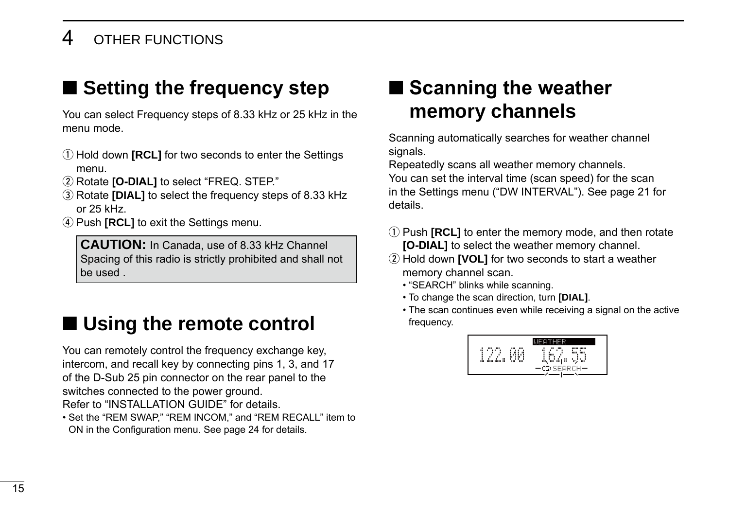## ■ Setting the frequency step

You can select Frequency steps of 8.33 kHz or 25 kHz in the menu mode.

① Hold down **[RCL]** for two seconds to enter the Settings menu.
② Rotate **[O-DIAL]** to select “FREQ. STEP.”
③ Rotate **[DIAL]** to select the frequency steps of 8.33 kHz or 25 kHz.
④ Push **[RCL]** to exit the Settings menu.

> **CAUTION:** In Canada, use of 8.33 kHz Channel Spacing of this radio is strictly prohibited and shall not be used .

## ■ Using the remote control

You can remotely control the frequency exchange key, intercom, and recall key by connecting pins 1, 3, and 17 of the D-Sub 25 pin connector on the rear panel to the switches connected to the power ground.
Refer to “INSTALLATION GUIDE” for details.

- Set the “REM SWAP,” “REM INCOM,” and “REM RECALL” item to ON in the Configuration menu. See page 24 for details.

## ■ Scanning the weather memory channels

Scanning automatically searches for weather channel signals.
Repeatedly scans all weather memory channels.
You can set the interval time (scan speed) for the scan in the Settings menu (“DW INTERVAL”). See page 21 for details.

① Push **[RCL]** to enter the memory mode, and then rotate **[O-DIAL]** to select the weather memory channel.
② Hold down **[VOL]** for two seconds to start a weather memory channel scan.
  - “SEARCH” blinks while scanning.
  - To change the scan direction, turn **[DIAL]**.
  - The scan continues even while receiving a signal on the active frequency.

WEATHER
122.00 162.55
SEARCH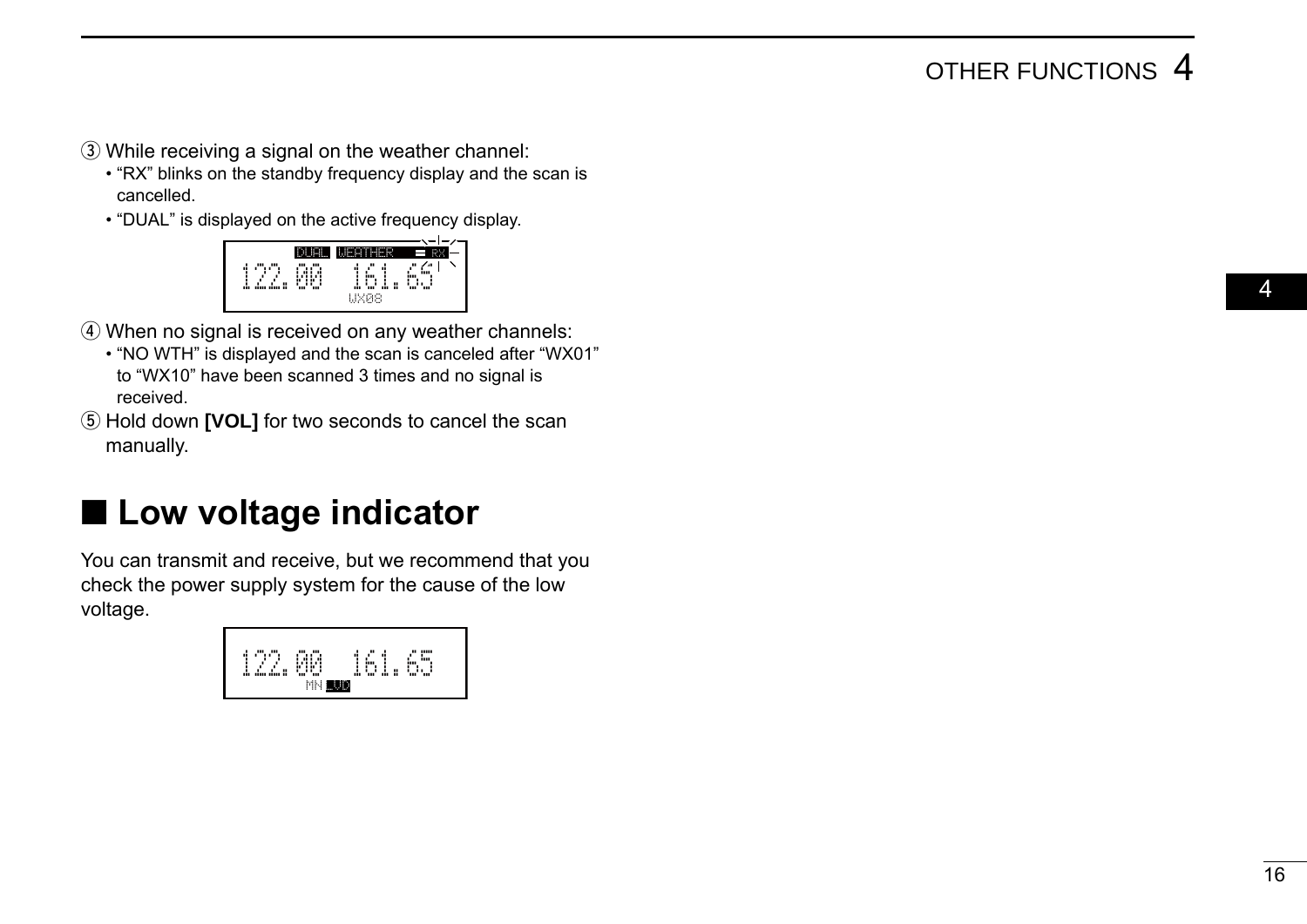③ While receiving a signal on the weather channel:

- “RX” blinks on the standby frequency display and the scan is cancelled.
- “DUAL” is displayed on the active frequency display.

④ When no signal is received on any weather channels:

- “NO WTH” is displayed and the scan is canceled after “WX01” to “WX10” have been scanned 3 times and no signal is received.

⑤ Hold down **[VOL]** for two seconds to cancel the scan manually.

## ■ Low voltage indicator

You can transmit and receive, but we recommend that you check the power supply system for the cause of the low voltage.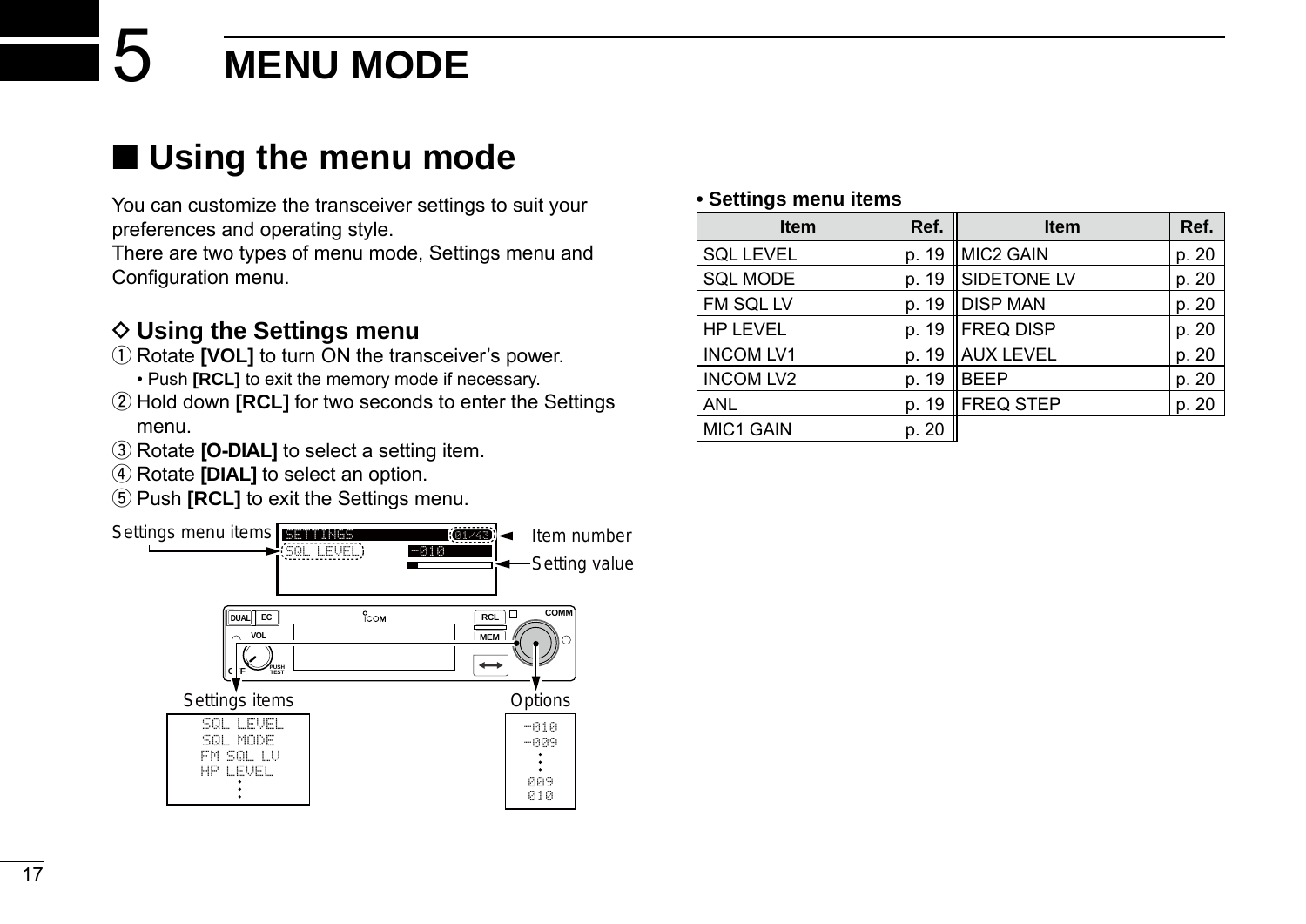# 5 MENU MODE

## ■ Using the menu mode

You can customize the transceiver settings to suit your preferences and operating style.
There are two types of menu mode, Settings menu and Configuration menu.

### ◇ Using the Settings menu

① Rotate **[VOL]** to turn ON the transceiver's power.
  • Push **[RCL]** to exit the memory mode if necessary.
② Hold down **[RCL]** for two seconds to enter the Settings menu.
③ Rotate **[O-DIAL]** to select a setting item.
④ Rotate **[DIAL]** to select an option.
⑤ Push **[RCL]** to exit the Settings menu.

Settings menu items — SETTINGS 01/43 — SQL LEVEL — -010 — Item number — Setting value

Settings items: SQL LEVEL, SQL MODE, FM SQL LV, HP LEVEL, ⋮

Options: -010, -009, ⋮, 009, 010

**• Settings menu items**

| Item | Ref. | Item | Ref. |
|---|---|---|---|
| SQL LEVEL | p. 19 | MIC2 GAIN | p. 20 |
| SQL MODE | p. 19 | SIDETONE LV | p. 20 |
| FM SQL LV | p. 19 | DISP MAN | p. 20 |
| HP LEVEL | p. 19 | FREQ DISP | p. 20 |
| INCOM LV1 | p. 19 | AUX LEVEL | p. 20 |
| INCOM LV2 | p. 19 | BEEP | p. 20 |
| ANL | p. 19 | FREQ STEP | p. 20 |
| MIC1 GAIN | p. 20 | | |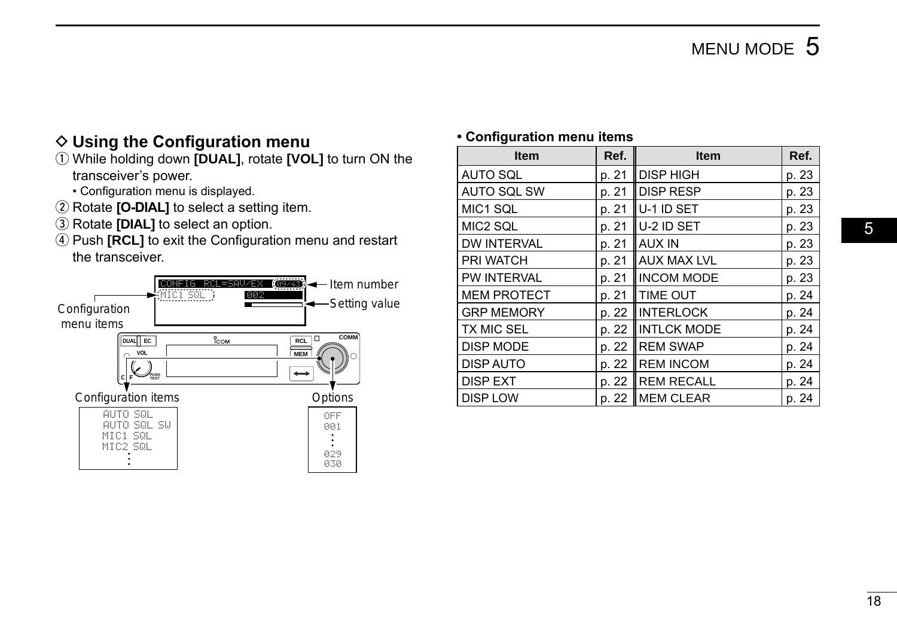## ◇ Using the Configuration menu

① While holding down **[DUAL]**, rotate **[VOL]** to turn ON the transceiver's power.
   • Configuration menu is displayed.
② Rotate **[O-DIAL]** to select a setting item.
③ Rotate **[DIAL]** to select an option.
④ Push **[RCL]** to exit the Configuration menu and restart the transceiver.

Configuration menu items — Item number — Setting value

CONFIG RCL=SAV/EX 09/63
MIC1 SQL 002

Configuration items: AUTO SQL, AUTO SQL SW, MIC1 SQL, MIC2 SQL, ⋮

Options: OFF, 001, ⋮, 029, 030

**• Configuration menu items**

| Item | Ref. | Item | Ref. |
|---|---|---|---|
| AUTO SQL | p. 21 | DISP HIGH | p. 23 |
| AUTO SQL SW | p. 21 | DISP RESP | p. 23 |
| MIC1 SQL | p. 21 | U-1 ID SET | p. 23 |
| MIC2 SQL | p. 21 | U-2 ID SET | p. 23 |
| DW INTERVAL | p. 21 | AUX IN | p. 23 |
| PRI WATCH | p. 21 | AUX MAX LVL | p. 23 |
| PW INTERVAL | p. 21 | INCOM MODE | p. 23 |
| MEM PROTECT | p. 21 | TIME OUT | p. 24 |
| GRP MEMORY | p. 22 | INTERLOCK | p. 24 |
| TX MIC SEL | p. 22 | INTLCK MODE | p. 24 |
| DISP MODE | p. 22 | REM SWAP | p. 24 |
| DISP AUTO | p. 22 | REM INCOM | p. 24 |
| DISP EXT | p. 22 | REM RECALL | p. 24 |
| DISP LOW | p. 22 | MEM CLEAR | p. 24 |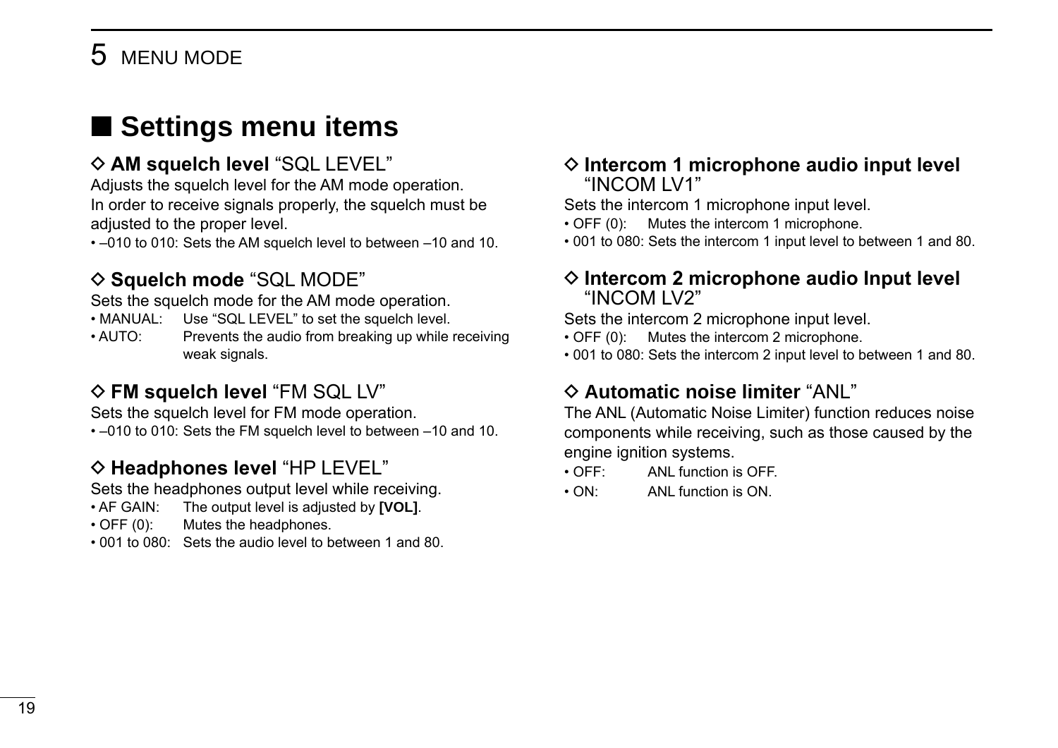## ■ Settings menu items

### ◇ AM squelch level "SQL LEVEL"

Adjusts the squelch level for the AM mode operation.
In order to receive signals properly, the squelch must be adjusted to the proper level.

- –010 to 010: Sets the AM squelch level to between –10 and 10.

### ◇ Squelch mode "SQL MODE"

Sets the squelch mode for the AM mode operation.

- MANUAL: Use "SQL LEVEL" to set the squelch level.
- AUTO: Prevents the audio from breaking up while receiving weak signals.

### ◇ FM squelch level "FM SQL LV"

Sets the squelch level for FM mode operation.

- –010 to 010: Sets the FM squelch level to between –10 and 10.

### ◇ Headphones level "HP LEVEL"

Sets the headphones output level while receiving.

- AF GAIN: The output level is adjusted by **[VOL]**.
- OFF (0): Mutes the headphones.
- 001 to 080: Sets the audio level to between 1 and 80.

### ◇ Intercom 1 microphone audio input level "INCOM LV1"

Sets the intercom 1 microphone input level.

- OFF (0): Mutes the intercom 1 microphone.
- 001 to 080: Sets the intercom 1 input level to between 1 and 80.

### ◇ Intercom 2 microphone audio Input level "INCOM LV2"

Sets the intercom 2 microphone input level.

- OFF (0): Mutes the intercom 2 microphone.
- 001 to 080: Sets the intercom 2 input level to between 1 and 80.

### ◇ Automatic noise limiter "ANL"

The ANL (Automatic Noise Limiter) function reduces noise components while receiving, such as those caused by the engine ignition systems.

- OFF: ANL function is OFF.
- ON: ANL function is ON.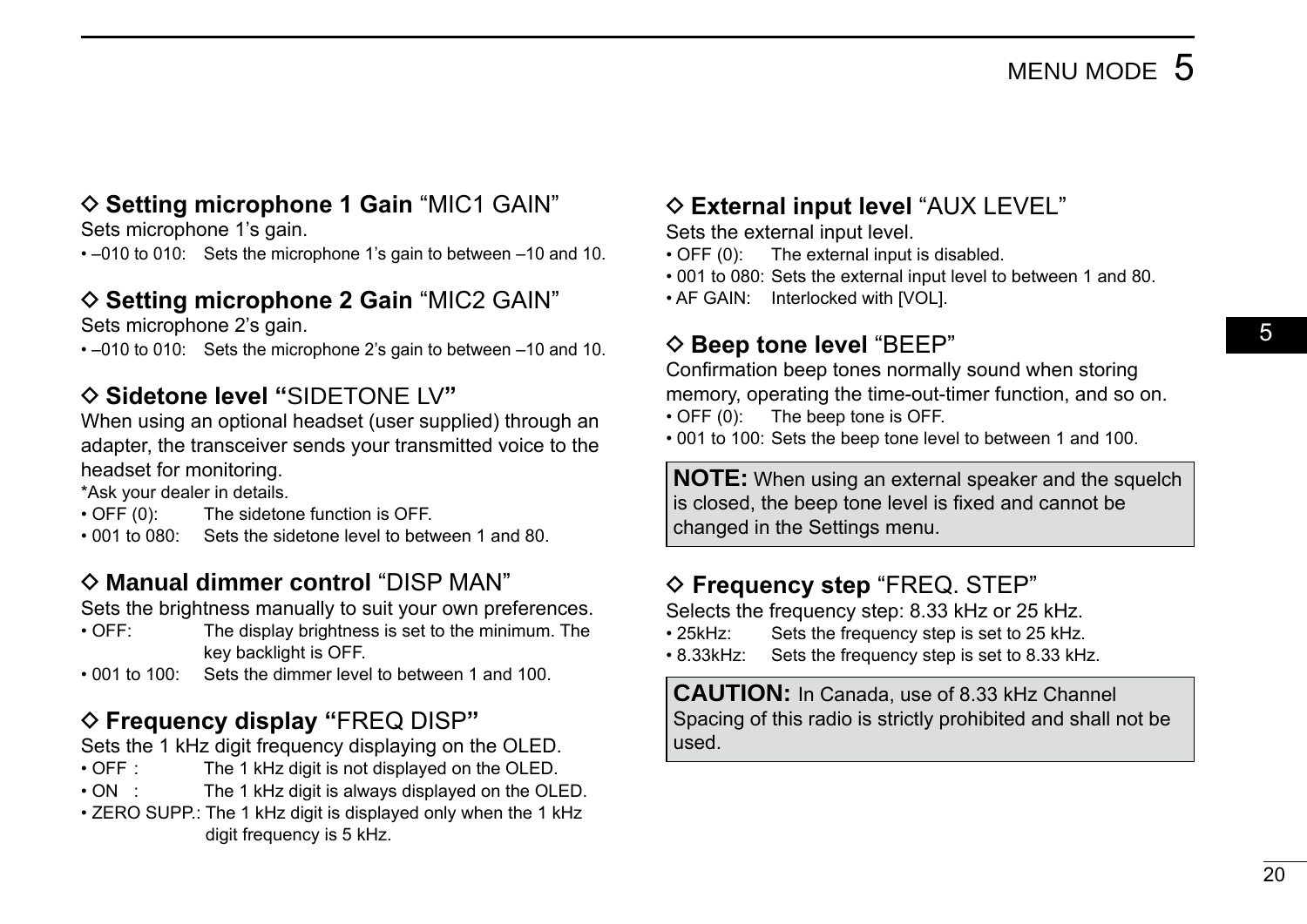### ◇ Setting microphone 1 Gain "MIC1 GAIN"

Sets microphone 1's gain.

- –010 to 010: Sets the microphone 1's gain to between –10 and 10.

### ◇ Setting microphone 2 Gain "MIC2 GAIN"

Sets microphone 2's gain.

- –010 to 010: Sets the microphone 2's gain to between –10 and 10.

### ◇ Sidetone level "SIDETONE LV"

When using an optional headset (user supplied) through an adapter, the transceiver sends your transmitted voice to the headset for monitoring.

*Ask your dealer in details.

- OFF (0): The sidetone function is OFF.
- 001 to 080: Sets the sidetone level to between 1 and 80.

### ◇ Manual dimmer control "DISP MAN"

Sets the brightness manually to suit your own preferences.

- OFF: The display brightness is set to the minimum. The key backlight is OFF.
- 001 to 100: Sets the dimmer level to between 1 and 100.

### ◇ Frequency display "FREQ DISP"

Sets the 1 kHz digit frequency displaying on the OLED.

- OFF : The 1 kHz digit is not displayed on the OLED.
- ON : The 1 kHz digit is always displayed on the OLED.
- ZERO SUPP.: The 1 kHz digit is displayed only when the 1 kHz digit frequency is 5 kHz.

### ◇ External input level "AUX LEVEL"

Sets the external input level.

- OFF (0): The external input is disabled.
- 001 to 080: Sets the external input level to between 1 and 80.
- AF GAIN: Interlocked with [VOL].

### ◇ Beep tone level "BEEP"

Confirmation beep tones normally sound when storing memory, operating the time-out-timer function, and so on.

- OFF (0): The beep tone is OFF.
- 001 to 100: Sets the beep tone level to between 1 and 100.

**NOTE:** When using an external speaker and the squelch is closed, the beep tone level is fixed and cannot be changed in the Settings menu.

### ◇ Frequency step "FREQ. STEP"

Selects the frequency step: 8.33 kHz or 25 kHz.

- 25kHz: Sets the frequency step is set to 25 kHz.
- 8.33kHz: Sets the frequency step is set to 8.33 kHz.

**CAUTION:** In Canada, use of 8.33 kHz Channel Spacing of this radio is strictly prohibited and shall not be used.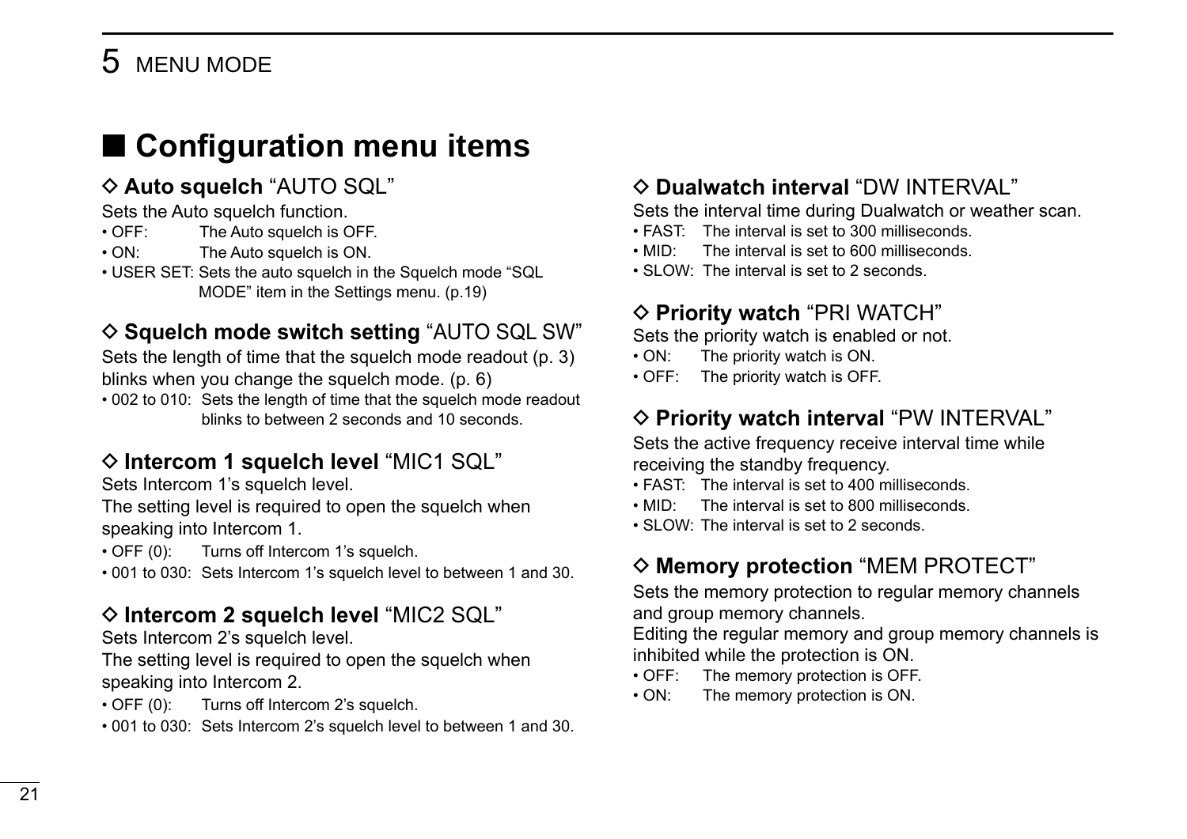## ■ Configuration menu items

### ◇ Auto squelch "AUTO SQL"

Sets the Auto squelch function.

- OFF: The Auto squelch is OFF.
- ON: The Auto squelch is ON.
- USER SET: Sets the auto squelch in the Squelch mode "SQL MODE" item in the Settings menu. (p.19)

### ◇ Squelch mode switch setting "AUTO SQL SW"

Sets the length of time that the squelch mode readout (p. 3) blinks when you change the squelch mode. (p. 6)

- 002 to 010: Sets the length of time that the squelch mode readout blinks to between 2 seconds and 10 seconds.

### ◇ Intercom 1 squelch level "MIC1 SQL"

Sets Intercom 1's squelch level.

The setting level is required to open the squelch when speaking into Intercom 1.

- OFF (0): Turns off Intercom 1's squelch.
- 001 to 030: Sets Intercom 1's squelch level to between 1 and 30.

### ◇ Intercom 2 squelch level "MIC2 SQL"

Sets Intercom 2's squelch level.

The setting level is required to open the squelch when speaking into Intercom 2.

- OFF (0): Turns off Intercom 2's squelch.
- 001 to 030: Sets Intercom 2's squelch level to between 1 and 30.

### ◇ Dualwatch interval "DW INTERVAL"

Sets the interval time during Dualwatch or weather scan.

- FAST: The interval is set to 300 milliseconds.
- MID: The interval is set to 600 milliseconds.
- SLOW: The interval is set to 2 seconds.

### ◇ Priority watch "PRI WATCH"

Sets the priority watch is enabled or not.

- ON: The priority watch is ON.
- OFF: The priority watch is OFF.

### ◇ Priority watch interval "PW INTERVAL"

Sets the active frequency receive interval time while receiving the standby frequency.

- FAST: The interval is set to 400 milliseconds.
- MID: The interval is set to 800 milliseconds.
- SLOW: The interval is set to 2 seconds.

### ◇ Memory protection "MEM PROTECT"

Sets the memory protection to regular memory channels and group memory channels.

Editing the regular memory and group memory channels is inhibited while the protection is ON.

- OFF: The memory protection is OFF.
- ON: The memory protection is ON.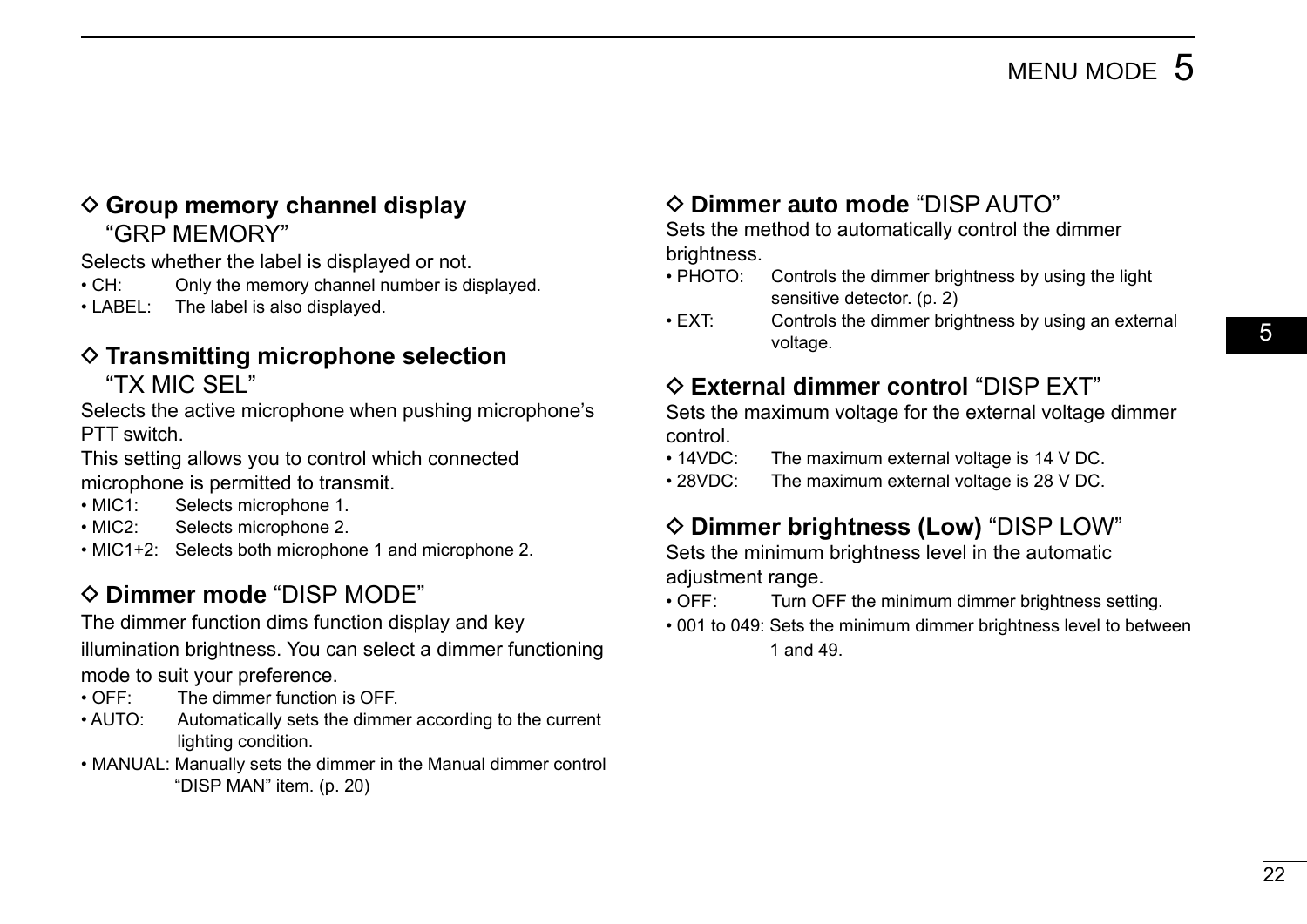### ◇ **Group memory channel display** “GRP MEMORY”

Selects whether the label is displayed or not.

- CH: Only the memory channel number is displayed.
- LABEL: The label is also displayed.

### ◇ **Transmitting microphone selection** “TX MIC SEL”

Selects the active microphone when pushing microphone’s PTT switch.

This setting allows you to control which connected microphone is permitted to transmit.

- MIC1: Selects microphone 1.
- MIC2: Selects microphone 2.
- MIC1+2: Selects both microphone 1 and microphone 2.

### ◇ **Dimmer mode** “DISP MODE”

The dimmer function dims function display and key illumination brightness. You can select a dimmer functioning mode to suit your preference.

- OFF: The dimmer function is OFF.
- AUTO: Automatically sets the dimmer according to the current lighting condition.
- MANUAL: Manually sets the dimmer in the Manual dimmer control “DISP MAN” item. (p. 20)

### ◇ **Dimmer auto mode** “DISP AUTO”

Sets the method to automatically control the dimmer brightness.

- PHOTO: Controls the dimmer brightness by using the light sensitive detector. (p. 2)
- EXT: Controls the dimmer brightness by using an external voltage.

### ◇ **External dimmer control** “DISP EXT”

Sets the maximum voltage for the external voltage dimmer control.

- 14VDC: The maximum external voltage is 14 V DC.
- 28VDC: The maximum external voltage is 28 V DC.

### ◇ **Dimmer brightness (Low)** “DISP LOW”

Sets the minimum brightness level in the automatic adjustment range.

- OFF: Turn OFF the minimum dimmer brightness setting.
- 001 to 049: Sets the minimum dimmer brightness level to between 1 and 49.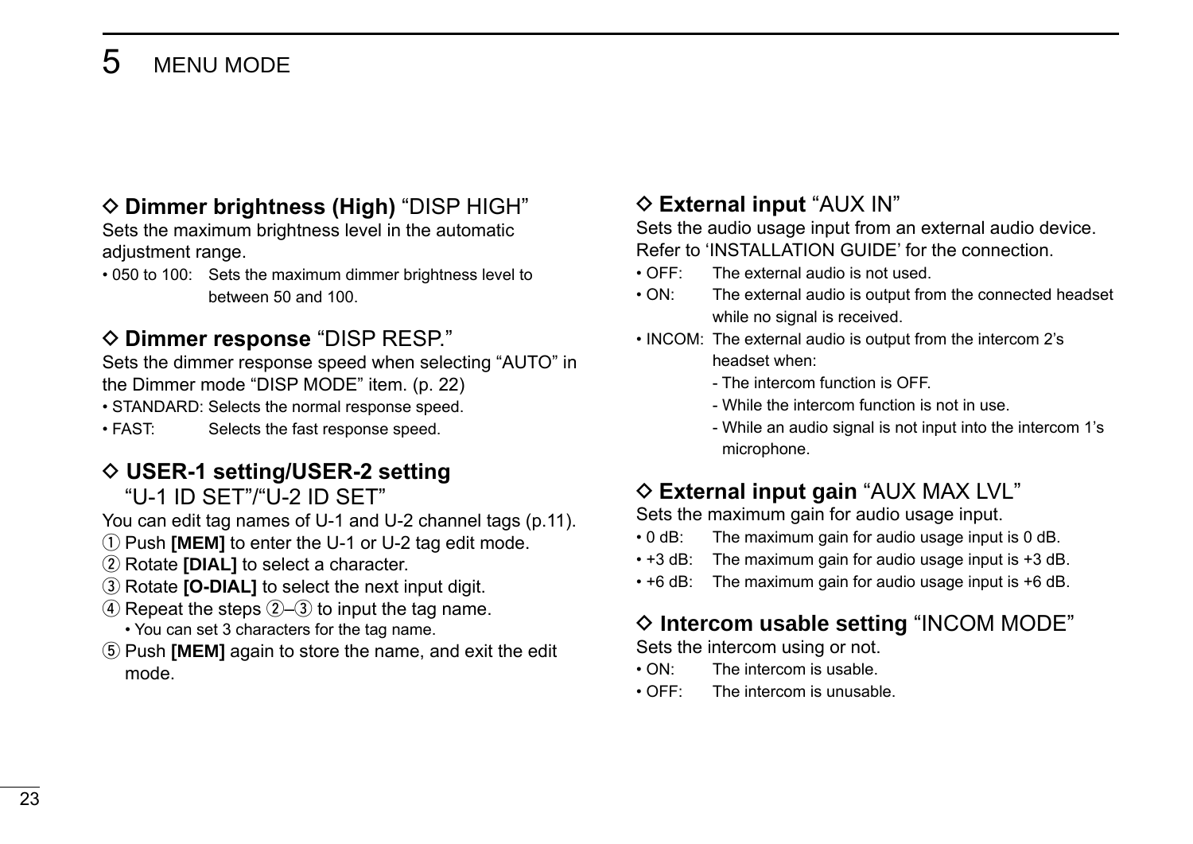### ◇ **Dimmer brightness (High)** "DISP HIGH"

Sets the maximum brightness level in the automatic adjustment range.

- 050 to 100: Sets the maximum dimmer brightness level to between 50 and 100.

### ◇ **Dimmer response** "DISP RESP."

Sets the dimmer response speed when selecting "AUTO" in the Dimmer mode "DISP MODE" item. (p. 22)

- STANDARD: Selects the normal response speed.
- FAST: Selects the fast response speed.

### ◇ **USER-1 setting/USER-2 setting** "U-1 ID SET"/"U-2 ID SET"

You can edit tag names of U-1 and U-2 channel tags (p.11).

① Push **[MEM]** to enter the U-1 or U-2 tag edit mode.
② Rotate **[DIAL]** to select a character.
③ Rotate **[O-DIAL]** to select the next input digit.
④ Repeat the steps ②–③ to input the tag name.
 • You can set 3 characters for the tag name.
⑤ Push **[MEM]** again to store the name, and exit the edit mode.

### ◇ **External input** "AUX IN"

Sets the audio usage input from an external audio device. Refer to 'INSTALLATION GUIDE' for the connection.

- OFF: The external audio is not used.
- ON: The external audio is output from the connected headset while no signal is received.
- INCOM: The external audio is output from the intercom 2's headset when:
  - The intercom function is OFF.
  - While the intercom function is not in use.
  - While an audio signal is not input into the intercom 1's microphone.

### ◇ **External input gain** "AUX MAX LVL"

Sets the maximum gain for audio usage input.

- 0 dB: The maximum gain for audio usage input is 0 dB.
- +3 dB: The maximum gain for audio usage input is +3 dB.
- +6 dB: The maximum gain for audio usage input is +6 dB.

### ◇ **Intercom usable setting** "INCOM MODE"

Sets the intercom using or not.

- ON: The intercom is usable.
- OFF: The intercom is unusable.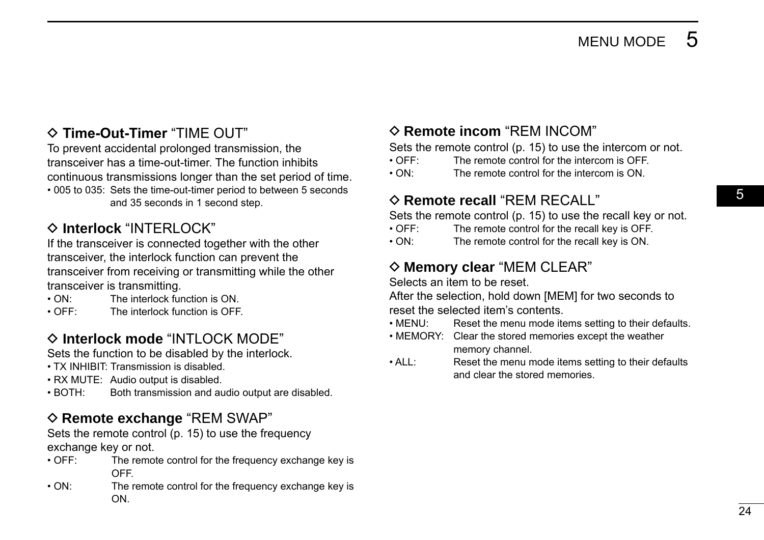### ◇ **Time-Out-Timer** "TIME OUT"

To prevent accidental prolonged transmission, the transceiver has a time-out-timer. The function inhibits continuous transmissions longer than the set period of time.

- 005 to 035: Sets the time-out-timer period to between 5 seconds and 35 seconds in 1 second step.

### ◇ **Interlock** "INTERLOCK"

If the transceiver is connected together with the other transceiver, the interlock function can prevent the transceiver from receiving or transmitting while the other transceiver is transmitting.

- ON: The interlock function is ON.
- OFF: The interlock function is OFF.

### ◇ **Interlock mode** "INTLOCK MODE"

Sets the function to be disabled by the interlock.

- TX INHIBIT: Transmission is disabled.
- RX MUTE: Audio output is disabled.
- BOTH: Both transmission and audio output are disabled.

### ◇ **Remote exchange** "REM SWAP"

Sets the remote control (p. 15) to use the frequency exchange key or not.

- OFF: The remote control for the frequency exchange key is OFF.
- ON: The remote control for the frequency exchange key is ON.

### ◇ **Remote incom** "REM INCOM"

Sets the remote control (p. 15) to use the intercom or not.

- OFF: The remote control for the intercom is OFF.
- ON: The remote control for the intercom is ON.

### ◇ **Remote recall** "REM RECALL"

Sets the remote control (p. 15) to use the recall key or not.

- OFF: The remote control for the recall key is OFF.
- ON: The remote control for the recall key is ON.

### ◇ **Memory clear** "MEM CLEAR"

Selects an item to be reset.
After the selection, hold down [MEM] for two seconds to reset the selected item's contents.

- MENU: Reset the menu mode items setting to their defaults.
- MEMORY: Clear the stored memories except the weather memory channel.
- ALL: Reset the menu mode items setting to their defaults and clear the stored memories.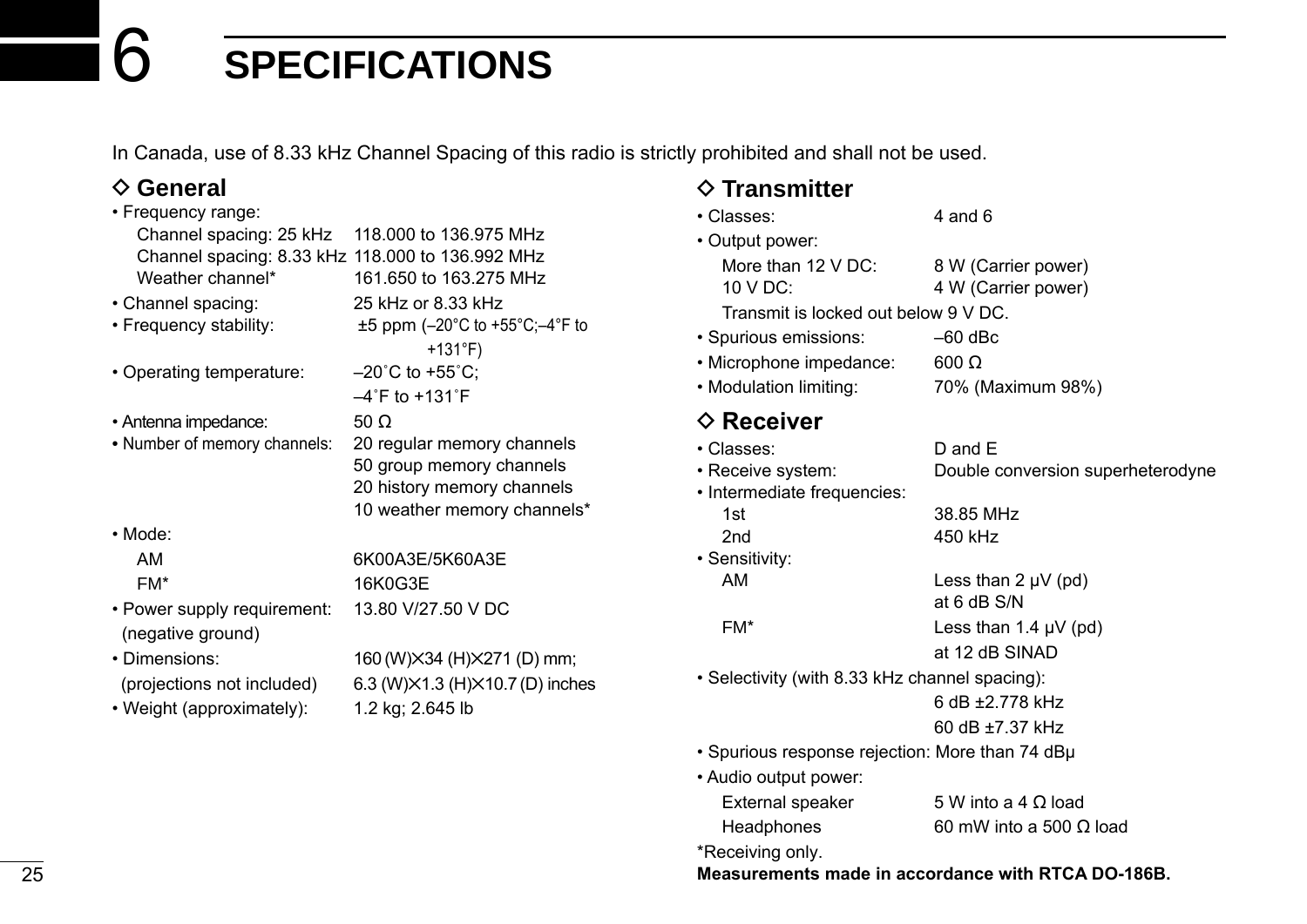# 6 SPECIFICATIONS

In Canada, use of 8.33 kHz Channel Spacing of this radio is strictly prohibited and shall not be used.

## ◇ General

- Frequency range:
  - Channel spacing: 25 kHz 118.000 to 136.975 MHz
  - Channel spacing: 8.33 kHz 118.000 to 136.992 MHz
  - Weather channel* 161.650 to 163.275 MHz
- Channel spacing: 25 kHz or 8.33 kHz
- Frequency stability: ±5 ppm (–20°C to +55°C;–4°F to +131°F)
- Operating temperature: –20˚C to +55˚C; –4˚F to +131˚F
- Antenna impedance: 50 Ω
- Number of memory channels: 20 regular memory channels
  50 group memory channels
  20 history memory channels
  10 weather memory channels*
- Mode:
  - AM 6K00A3E/5K60A3E
  - FM* 16K0G3E
- Power supply requirement: 13.80 V/27.50 V DC (negative ground)
- Dimensions: 160 (W)×34 (H)×271 (D) mm; (projections not included) 6.3 (W)×1.3 (H)×10.7 (D) inches
- Weight (approximately): 1.2 kg; 2.645 lb

## ◇ Transmitter

- Classes: 4 and 6
- Output power:
  - More than 12 V DC: 8 W (Carrier power)
  - 10 V DC: 4 W (Carrier power)
  - Transmit is locked out below 9 V DC.
- Spurious emissions: –60 dBc
- Microphone impedance: 600 Ω
- Modulation limiting: 70% (Maximum 98%)

## ◇ Receiver

- Classes: D and E
- Receive system: Double conversion superheterodyne
- Intermediate frequencies:
  - 1st 38.85 MHz
  - 2nd 450 kHz
- Sensitivity:
  - AM Less than 2 μV (pd) at 6 dB S/N
  - FM* Less than 1.4 μV (pd) at 12 dB SINAD
- Selectivity (with 8.33 kHz channel spacing):
  6 dB ±2.778 kHz
  60 dB ±7.37 kHz
- Spurious response rejection: More than 74 dBμ
- Audio output power:
  - External speaker 5 W into a 4 Ω load
  - Headphones 60 mW into a 500 Ω load

*Receiving only.

**Measurements made in accordance with RTCA DO-186B.**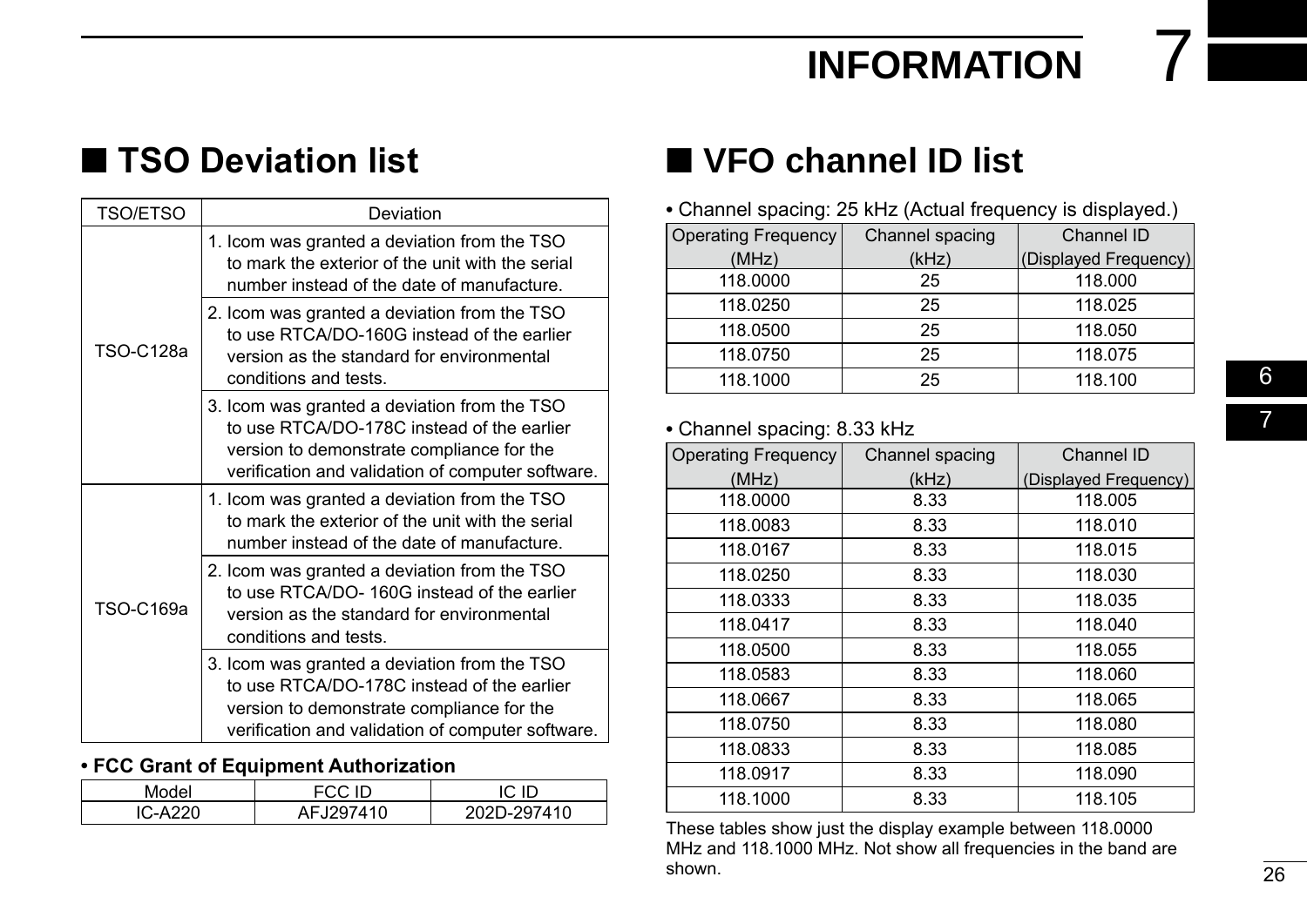# 7 INFORMATION

## ■ TSO Deviation list

| TSO/ETSO | Deviation |
|---|---|
| TSO-C128a | 1. Icom was granted a deviation from the TSO to mark the exterior of the unit with the serial number instead of the date of manufacture. |
| | 2. Icom was granted a deviation from the TSO to use RTCA/DO-160G instead of the earlier version as the standard for environmental conditions and tests. |
| | 3. Icom was granted a deviation from the TSO to use RTCA/DO-178C instead of the earlier version to demonstrate compliance for the verification and validation of computer software. |
| TSO-C169a | 1. Icom was granted a deviation from the TSO to mark the exterior of the unit with the serial number instead of the date of manufacture. |
| | 2. Icom was granted a deviation from the TSO to use RTCA/DO- 160G instead of the earlier version as the standard for environmental conditions and tests. |
| | 3. Icom was granted a deviation from the TSO to use RTCA/DO-178C instead of the earlier version to demonstrate compliance for the verification and validation of computer software. |

**• FCC Grant of Equipment Authorization**

| Model | FCC ID | IC ID |
|---|---|---|
| IC-A220 | AFJ297410 | 202D-297410 |

## ■ VFO channel ID list

• Channel spacing: 25 kHz (Actual frequency is displayed.)

| Operating Frequency (MHz) | Channel spacing (kHz) | Channel ID (Displayed Frequency) |
|---|---|---|
| 118.0000 | 25 | 118.000 |
| 118.0250 | 25 | 118.025 |
| 118.0500 | 25 | 118.050 |
| 118.0750 | 25 | 118.075 |
| 118.1000 | 25 | 118.100 |

• Channel spacing: 8.33 kHz

| Operating Frequency (MHz) | Channel spacing (kHz) | Channel ID (Displayed Frequency) |
|---|---|---|
| 118.0000 | 8.33 | 118.005 |
| 118.0083 | 8.33 | 118.010 |
| 118.0167 | 8.33 | 118.015 |
| 118.0250 | 8.33 | 118.030 |
| 118.0333 | 8.33 | 118.035 |
| 118.0417 | 8.33 | 118.040 |
| 118.0500 | 8.33 | 118.055 |
| 118.0583 | 8.33 | 118.060 |
| 118.0667 | 8.33 | 118.065 |
| 118.0750 | 8.33 | 118.080 |
| 118.0833 | 8.33 | 118.085 |
| 118.0917 | 8.33 | 118.090 |
| 118.1000 | 8.33 | 118.105 |

These tables show just the display example between 118.0000 MHz and 118.1000 MHz. Not show all frequencies in the band are shown.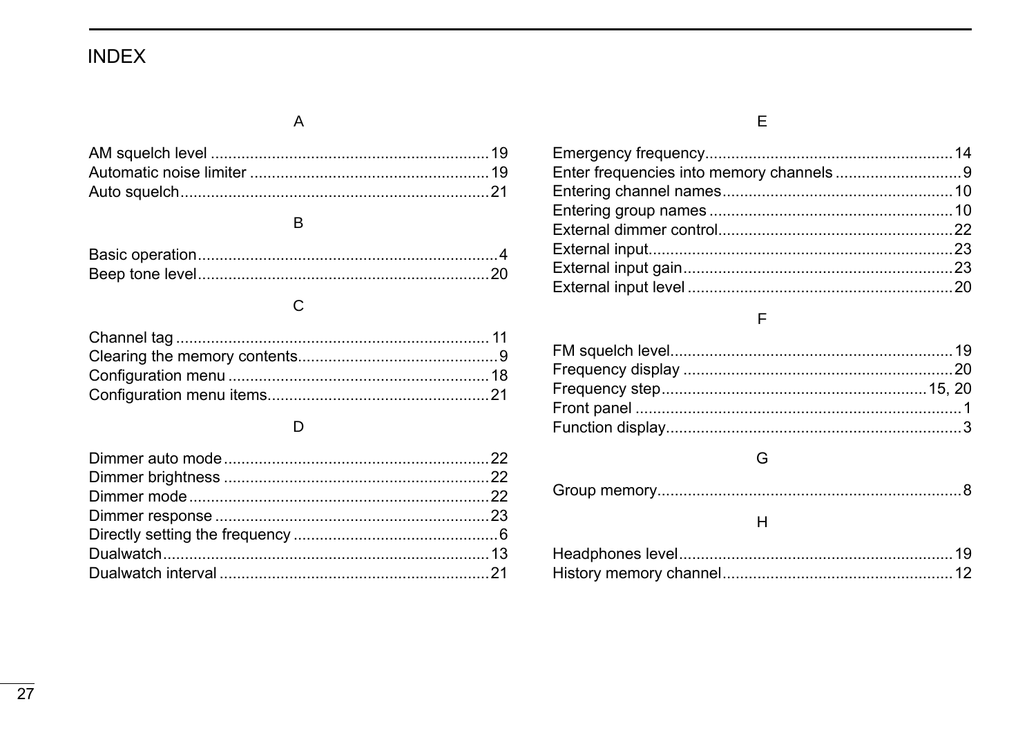# INDEX

### A

AM squelch level ............................................................... 19
Automatic noise limiter ...................................................... 19
Auto squelch...................................................................... 21

### B

Basic operation.................................................................... 4
Beep tone level.................................................................. 20

### C

Channel tag ....................................................................... 11
Clearing the memory contents............................................. 9
Configuration menu ........................................................... 18
Configuration menu items.................................................. 21

### D

Dimmer auto mode ............................................................ 22
Dimmer brightness ............................................................ 22
Dimmer mode .................................................................... 22
Dimmer response .............................................................. 23
Directly setting the frequency .............................................. 6
Dualwatch.......................................................................... 13
Dualwatch interval ............................................................. 21

### E

Emergency frequency........................................................ 14
Enter frequencies into memory channels ............................ 9
Entering channel names.................................................... 10
Entering group names ....................................................... 10
External dimmer control..................................................... 22
External input..................................................................... 23
External input gain............................................................. 23
External input level ............................................................ 20

### F

FM squelch level................................................................ 19
Frequency display ............................................................. 20
Frequency step............................................................ 15, 20
Front panel .......................................................................... 1
Function display................................................................... 3

### G

Group memory..................................................................... 8

### H

Headphones level.............................................................. 19
History memory channel.................................................... 12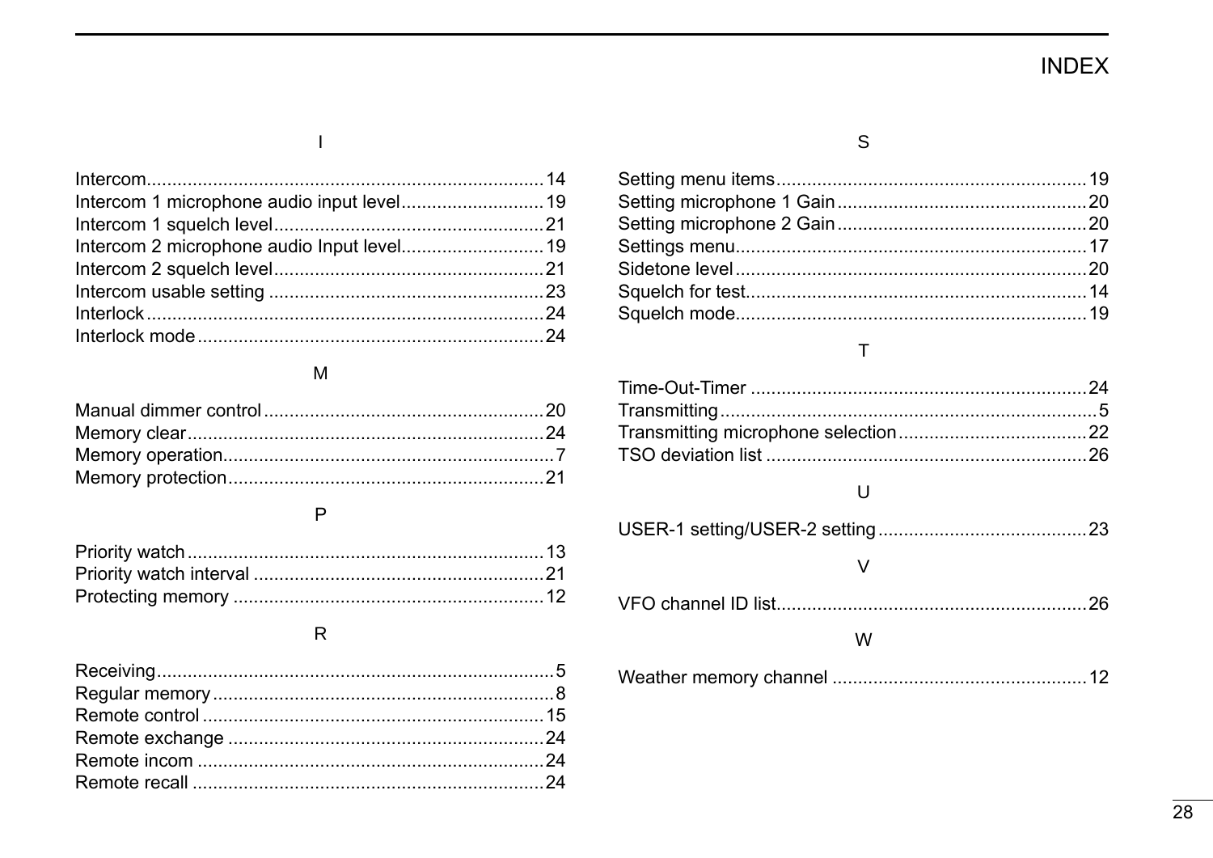# INDEX

### I

Intercom.......................................................................14
Intercom 1 microphone audio input level............................19
Intercom 1 squelch level.....................................................21
Intercom 2 microphone audio Input level............................19
Intercom 2 squelch level.....................................................21
Intercom usable setting ......................................................23
Interlock .............................................................................24
Interlock mode ....................................................................24

### M

Manual dimmer control .......................................................20
Memory clear ......................................................................24
Memory operation.................................................................7
Memory protection..............................................................21

### P

Priority watch ......................................................................13
Priority watch interval .........................................................21
Protecting memory .............................................................12

### R

Receiving..............................................................................5
Regular memory ...................................................................8
Remote control ...................................................................15
Remote exchange ..............................................................24
Remote incom ....................................................................24
Remote recall .....................................................................24

### S

Setting menu items.............................................................19
Setting microphone 1 Gain .................................................20
Setting microphone 2 Gain .................................................20
Settings menu.....................................................................17
Sidetone level .....................................................................20
Squelch for test...................................................................14
Squelch mode.....................................................................19

### T

Time-Out-Timer ..................................................................24
Transmitting ..........................................................................5
Transmitting microphone selection.....................................22
TSO deviation list ...............................................................26

### U

USER-1 setting/USER-2 setting .........................................23

### V

VFO channel ID list.............................................................26

### W

Weather memory channel ..................................................12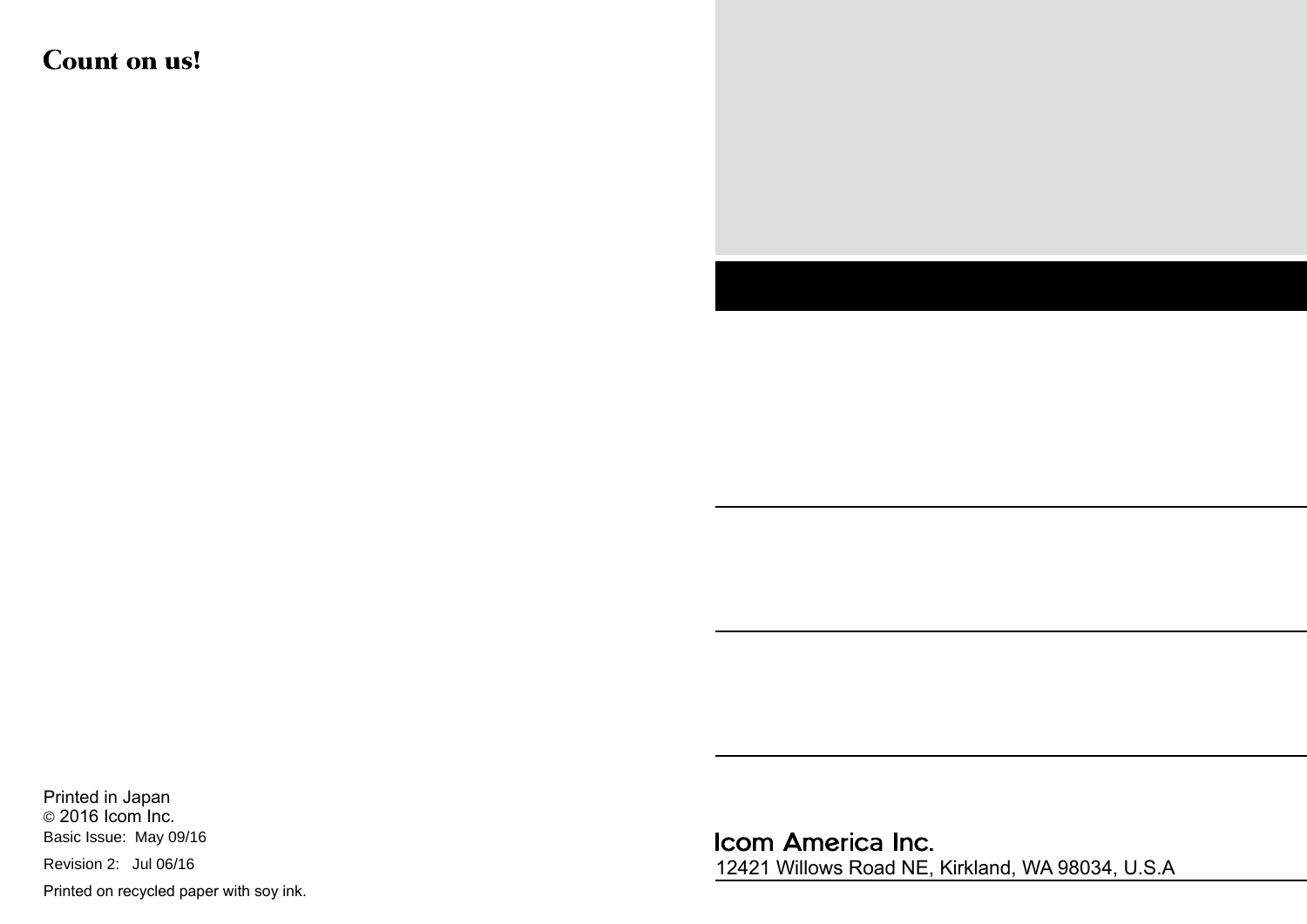**Count on us!**

Printed in Japan
© 2016 Icom Inc.
Basic Issue: May 09/16
Revision 2: Jul 06/16
Printed on recycled paper with soy ink.

Icom America Inc.
12421 Willows Road NE, Kirkland, WA 98034, U.S.A